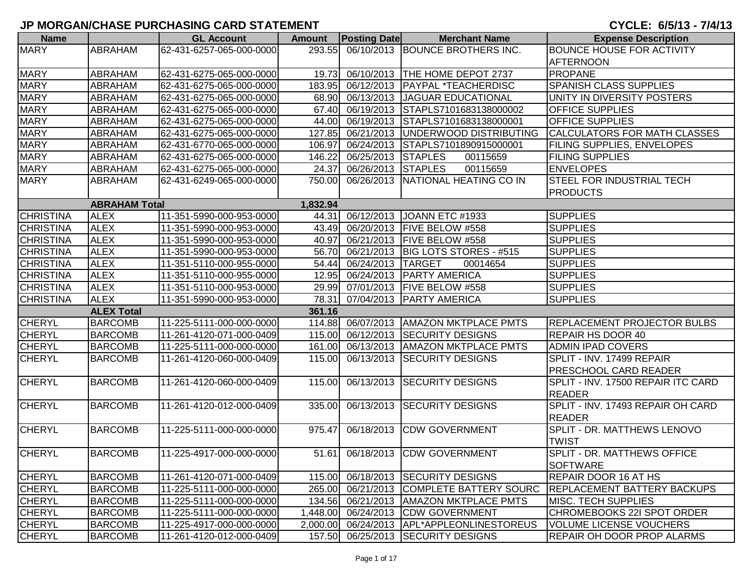# JP MORGAN/CHASE PURCHASING CARD STATEMENT

**CYCLE: 6/5/13 - 7/4/13**

| Name | | GL Account | Amount | Posting Date | Merchant Name | Expense Description |
|---|---|---|---|---|---|---|
| MARY | ABRAHAM | 62-431-6257-065-000-0000 | 293.55 | 06/10/2013 | BOUNCE BROTHERS INC. | BOUNCE HOUSE FOR ACTIVITY AFTERNOON |
| MARY | ABRAHAM | 62-431-6275-065-000-0000 | 19.73 | 06/10/2013 | THE HOME DEPOT 2737 | PROPANE |
| MARY | ABRAHAM | 62-431-6275-065-000-0000 | 183.95 | 06/12/2013 | PAYPAL *TEACHERDISC | SPANISH CLASS SUPPLIES |
| MARY | ABRAHAM | 62-431-6275-065-000-0000 | 68.90 | 06/13/2013 | JAGUAR EDUCATIONAL | UNITY IN DIVERSITY POSTERS |
| MARY | ABRAHAM | 62-431-6275-065-000-0000 | 67.40 | 06/19/2013 | STAPLS7101683138000002 | OFFICE SUPPLIES |
| MARY | ABRAHAM | 62-431-6275-065-000-0000 | 44.00 | 06/19/2013 | STAPLS7101683138000001 | OFFICE SUPPLIES |
| MARY | ABRAHAM | 62-431-6275-065-000-0000 | 127.85 | 06/21/2013 | UNDERWOOD DISTRIBUTING | CALCULATORS FOR MATH CLASSES |
| MARY | ABRAHAM | 62-431-6770-065-000-0000 | 106.97 | 06/24/2013 | STAPLS7101890915000001 | FILING SUPPLIES, ENVELOPES |
| MARY | ABRAHAM | 62-431-6275-065-000-0000 | 146.22 | 06/25/2013 | STAPLES 00115659 | FILING SUPPLIES |
| MARY | ABRAHAM | 62-431-6275-065-000-0000 | 24.37 | 06/26/2013 | STAPLES 00115659 | ENVELOPES |
| MARY | ABRAHAM | 62-431-6249-065-000-0000 | 750.00 | 06/26/2013 | NATIONAL HEATING CO IN | STEEL FOR INDUSTRIAL TECH PRODUCTS |
| | **ABRAHAM Total** | | **1,832.94** | | | |
| CHRISTINA | ALEX | 11-351-5990-000-953-0000 | 44.31 | 06/12/2013 | JOANN ETC #1933 | SUPPLIES |
| CHRISTINA | ALEX | 11-351-5990-000-953-0000 | 43.49 | 06/20/2013 | FIVE BELOW #558 | SUPPLIES |
| CHRISTINA | ALEX | 11-351-5990-000-953-0000 | 40.97 | 06/21/2013 | FIVE BELOW #558 | SUPPLIES |
| CHRISTINA | ALEX | 11-351-5990-000-953-0000 | 56.70 | 06/21/2013 | BIG LOTS STORES - #515 | SUPPLIES |
| CHRISTINA | ALEX | 11-351-5110-000-955-0000 | 54.44 | 06/24/2013 | TARGET 00014654 | SUPPLIES |
| CHRISTINA | ALEX | 11-351-5110-000-955-0000 | 12.95 | 06/24/2013 | PARTY AMERICA | SUPPLIES |
| CHRISTINA | ALEX | 11-351-5110-000-953-0000 | 29.99 | 07/01/2013 | FIVE BELOW #558 | SUPPLIES |
| CHRISTINA | ALEX | 11-351-5990-000-953-0000 | 78.31 | 07/04/2013 | PARTY AMERICA | SUPPLIES |
| | **ALEX Total** | | **361.16** | | | |
| CHERYL | BARCOMB | 11-225-5111-000-000-0000 | 114.88 | 06/07/2013 | AMAZON MKTPLACE PMTS | REPLACEMENT PROJECTOR BULBS |
| CHERYL | BARCOMB | 11-261-4120-071-000-0409 | 115.00 | 06/12/2013 | SECURITY DESIGNS | REPAIR HS DOOR 40 |
| CHERYL | BARCOMB | 11-225-5111-000-000-0000 | 161.00 | 06/13/2013 | AMAZON MKTPLACE PMTS | ADMIN IPAD COVERS |
| CHERYL | BARCOMB | 11-261-4120-060-000-0409 | 115.00 | 06/13/2013 | SECURITY DESIGNS | SPLIT - INV. 17499 REPAIR PRESCHOOL CARD READER |
| CHERYL | BARCOMB | 11-261-4120-060-000-0409 | 115.00 | 06/13/2013 | SECURITY DESIGNS | SPLIT - INV. 17500 REPAIR ITC CARD READER |
| CHERYL | BARCOMB | 11-261-4120-012-000-0409 | 335.00 | 06/13/2013 | SECURITY DESIGNS | SPLIT - INV. 17493 REPAIR OH CARD READER |
| CHERYL | BARCOMB | 11-225-5111-000-000-0000 | 975.47 | 06/18/2013 | CDW GOVERNMENT | SPLIT - DR. MATTHEWS LENOVO TWIST |
| CHERYL | BARCOMB | 11-225-4917-000-000-0000 | 51.61 | 06/18/2013 | CDW GOVERNMENT | SPLIT - DR. MATTHEWS OFFICE SOFTWARE |
| CHERYL | BARCOMB | 11-261-4120-071-000-0409 | 115.00 | 06/18/2013 | SECURITY DESIGNS | REPAIR DOOR 16 AT HS |
| CHERYL | BARCOMB | 11-225-5111-000-000-0000 | 265.00 | 06/21/2013 | COMPLETE BATTERY SOURC | REPLACEMENT BATTERY BACKUPS |
| CHERYL | BARCOMB | 11-225-5111-000-000-0000 | 134.56 | 06/21/2013 | AMAZON MKTPLACE PMTS | MISC. TECH SUPPLIES |
| CHERYL | BARCOMB | 11-225-5111-000-000-0000 | 1,448.00 | 06/24/2013 | CDW GOVERNMENT | CHROMEBOOKS 22I SPOT ORDER |
| CHERYL | BARCOMB | 11-225-4917-000-000-0000 | 2,000.00 | 06/24/2013 | APL*APPLEONLINESTOREUS | VOLUME LICENSE VOUCHERS |
| CHERYL | BARCOMB | 11-261-4120-012-000-0409 | 157.50 | 06/25/2013 | SECURITY DESIGNS | REPAIR OH DOOR PROP ALARMS |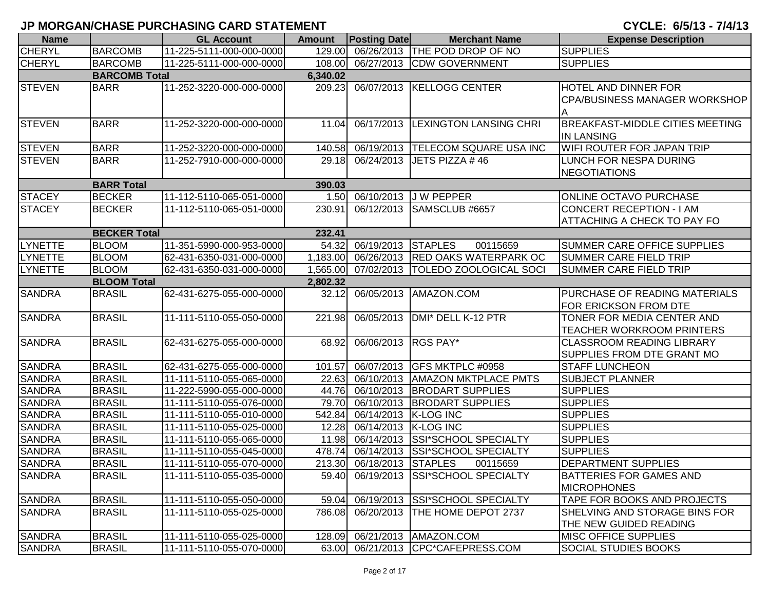## JP MORGAN/CHASE PURCHASING CARD STATEMENT

**CYCLE: 6/5/13 - 7/4/13**

| Name | | GL Account | Amount | Posting Date | Merchant Name | Expense Description |
|---|---|---|---|---|---|---|
| CHERYL | BARCOMB | 11-225-5111-000-000-0000 | 129.00 | 06/26/2013 | THE POD DROP OF NO | SUPPLIES |
| CHERYL | BARCOMB | 11-225-5111-000-000-0000 | 108.00 | 06/27/2013 | CDW GOVERNMENT | SUPPLIES |
| | **BARCOMB Total** | | **6,340.02** | | | |
| STEVEN | BARR | 11-252-3220-000-000-0000 | 209.23 | 06/07/2013 | KELLOGG CENTER | HOTEL AND DINNER FOR CPA/BUSINESS MANAGER WORKSHOP A |
| STEVEN | BARR | 11-252-3220-000-000-0000 | 11.04 | 06/17/2013 | LEXINGTON LANSING CHRI | BREAKFAST-MIDDLE CITIES MEETING IN LANSING |
| STEVEN | BARR | 11-252-3220-000-000-0000 | 140.58 | 06/19/2013 | TELECOM SQUARE USA INC | WIFI ROUTER FOR JAPAN TRIP |
| STEVEN | BARR | 11-252-7910-000-000-0000 | 29.18 | 06/24/2013 | JETS PIZZA # 46 | LUNCH FOR NESPA DURING NEGOTIATIONS |
| | **BARR Total** | | **390.03** | | | |
| STACEY | BECKER | 11-112-5110-065-051-0000 | 1.50 | 06/10/2013 | J W PEPPER | ONLINE OCTAVO PURCHASE |
| STACEY | BECKER | 11-112-5110-065-051-0000 | 230.91 | 06/12/2013 | SAMSCLUB #6657 | CONCERT RECEPTION - I AM ATTACHING A CHECK TO PAY FO |
| | **BECKER Total** | | **232.41** | | | |
| LYNETTE | BLOOM | 11-351-5990-000-953-0000 | 54.32 | 06/19/2013 | STAPLES 00115659 | SUMMER CARE OFFICE SUPPLIES |
| LYNETTE | BLOOM | 62-431-6350-031-000-0000 | 1,183.00 | 06/26/2013 | RED OAKS WATERPARK OC | SUMMER CARE FIELD TRIP |
| LYNETTE | BLOOM | 62-431-6350-031-000-0000 | 1,565.00 | 07/02/2013 | TOLEDO ZOOLOGICAL SOCI | SUMMER CARE FIELD TRIP |
| | **BLOOM Total** | | **2,802.32** | | | |
| SANDRA | BRASIL | 62-431-6275-055-000-0000 | 32.12 | 06/05/2013 | AMAZON.COM | PURCHASE OF READING MATERIALS FOR ERICKSON FROM DTE |
| SANDRA | BRASIL | 11-111-5110-055-050-0000 | 221.98 | 06/05/2013 | DMI* DELL K-12 PTR | TONER FOR MEDIA CENTER AND TEACHER WORKROOM PRINTERS |
| SANDRA | BRASIL | 62-431-6275-055-000-0000 | 68.92 | 06/06/2013 | RGS PAY* | CLASSROOM READING LIBRARY SUPPLIES FROM DTE GRANT MO |
| SANDRA | BRASIL | 62-431-6275-055-000-0000 | 101.57 | 06/07/2013 | GFS MKTPLC #0958 | STAFF LUNCHEON |
| SANDRA | BRASIL | 11-111-5110-055-065-0000 | 22.63 | 06/10/2013 | AMAZON MKTPLACE PMTS | SUBJECT PLANNER |
| SANDRA | BRASIL | 11-222-5990-055-000-0000 | 44.76 | 06/10/2013 | BRODART SUPPLIES | SUPPLIES |
| SANDRA | BRASIL | 11-111-5110-055-076-0000 | 79.70 | 06/10/2013 | BRODART SUPPLIES | SUPPLIES |
| SANDRA | BRASIL | 11-111-5110-055-010-0000 | 542.84 | 06/14/2013 | K-LOG INC | SUPPLIES |
| SANDRA | BRASIL | 11-111-5110-055-025-0000 | 12.28 | 06/14/2013 | K-LOG INC | SUPPLIES |
| SANDRA | BRASIL | 11-111-5110-055-065-0000 | 11.98 | 06/14/2013 | SSI*SCHOOL SPECIALTY | SUPPLIES |
| SANDRA | BRASIL | 11-111-5110-055-045-0000 | 478.74 | 06/14/2013 | SSI*SCHOOL SPECIALTY | SUPPLIES |
| SANDRA | BRASIL | 11-111-5110-055-070-0000 | 213.30 | 06/18/2013 | STAPLES 00115659 | DEPARTMENT SUPPLIES |
| SANDRA | BRASIL | 11-111-5110-055-035-0000 | 59.40 | 06/19/2013 | SSI*SCHOOL SPECIALTY | BATTERIES FOR GAMES AND MICROPHONES |
| SANDRA | BRASIL | 11-111-5110-055-050-0000 | 59.04 | 06/19/2013 | SSI*SCHOOL SPECIALTY | TAPE FOR BOOKS AND PROJECTS |
| SANDRA | BRASIL | 11-111-5110-055-025-0000 | 786.08 | 06/20/2013 | THE HOME DEPOT 2737 | SHELVING AND STORAGE BINS FOR THE NEW GUIDED READING |
| SANDRA | BRASIL | 11-111-5110-055-025-0000 | 128.09 | 06/21/2013 | AMAZON.COM | MISC OFFICE SUPPLIES |
| SANDRA | BRASIL | 11-111-5110-055-070-0000 | 63.00 | 06/21/2013 | CPC*CAFEPRESS.COM | SOCIAL STUDIES BOOKS |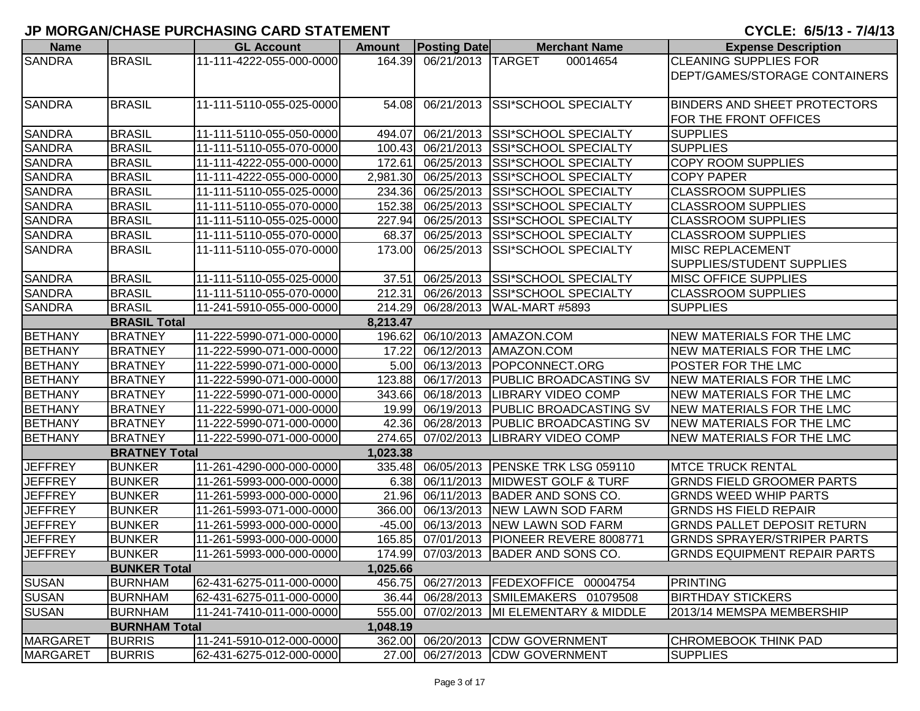## JP MORGAN/CHASE PURCHASING CARD STATEMENT

**CYCLE: 6/5/13 - 7/4/13**

| Name | | GL Account | Amount | Posting Date | Merchant Name | Expense Description |
|---|---|---|---|---|---|---|
| SANDRA | BRASIL | 11-111-4222-055-000-0000 | 164.39 | 06/21/2013 | TARGET 00014654 | CLEANING SUPPLIES FOR DEPT/GAMES/STORAGE CONTAINERS |
| SANDRA | BRASIL | 11-111-5110-055-025-0000 | 54.08 | 06/21/2013 | SSI*SCHOOL SPECIALTY | BINDERS AND SHEET PROTECTORS FOR THE FRONT OFFICES |
| SANDRA | BRASIL | 11-111-5110-055-050-0000 | 494.07 | 06/21/2013 | SSI*SCHOOL SPECIALTY | SUPPLIES |
| SANDRA | BRASIL | 11-111-5110-055-070-0000 | 100.43 | 06/21/2013 | SSI*SCHOOL SPECIALTY | SUPPLIES |
| SANDRA | BRASIL | 11-111-4222-055-000-0000 | 172.61 | 06/25/2013 | SSI*SCHOOL SPECIALTY | COPY ROOM SUPPLIES |
| SANDRA | BRASIL | 11-111-4222-055-000-0000 | 2,981.30 | 06/25/2013 | SSI*SCHOOL SPECIALTY | COPY PAPER |
| SANDRA | BRASIL | 11-111-5110-055-025-0000 | 234.36 | 06/25/2013 | SSI*SCHOOL SPECIALTY | CLASSROOM SUPPLIES |
| SANDRA | BRASIL | 11-111-5110-055-070-0000 | 152.38 | 06/25/2013 | SSI*SCHOOL SPECIALTY | CLASSROOM SUPPLIES |
| SANDRA | BRASIL | 11-111-5110-055-025-0000 | 227.94 | 06/25/2013 | SSI*SCHOOL SPECIALTY | CLASSROOM SUPPLIES |
| SANDRA | BRASIL | 11-111-5110-055-070-0000 | 68.37 | 06/25/2013 | SSI*SCHOOL SPECIALTY | CLASSROOM SUPPLIES |
| SANDRA | BRASIL | 11-111-5110-055-070-0000 | 173.00 | 06/25/2013 | SSI*SCHOOL SPECIALTY | MISC REPLACEMENT SUPPLIES/STUDENT SUPPLIES |
| SANDRA | BRASIL | 11-111-5110-055-025-0000 | 37.51 | 06/25/2013 | SSI*SCHOOL SPECIALTY | MISC OFFICE SUPPLIES |
| SANDRA | BRASIL | 11-111-5110-055-070-0000 | 212.31 | 06/26/2013 | SSI*SCHOOL SPECIALTY | CLASSROOM SUPPLIES |
| SANDRA | BRASIL | 11-241-5910-055-000-0000 | 214.29 | 06/28/2013 | WAL-MART #5893 | SUPPLIES |
| | **BRASIL Total** | | **8,213.47** | | | |
| BETHANY | BRATNEY | 11-222-5990-071-000-0000 | 196.62 | 06/10/2013 | AMAZON.COM | NEW MATERIALS FOR THE LMC |
| BETHANY | BRATNEY | 11-222-5990-071-000-0000 | 17.22 | 06/12/2013 | AMAZON.COM | NEW MATERIALS FOR THE LMC |
| BETHANY | BRATNEY | 11-222-5990-071-000-0000 | 5.00 | 06/13/2013 | POPCONNECT.ORG | POSTER FOR THE LMC |
| BETHANY | BRATNEY | 11-222-5990-071-000-0000 | 123.88 | 06/17/2013 | PUBLIC BROADCASTING SV | NEW MATERIALS FOR THE LMC |
| BETHANY | BRATNEY | 11-222-5990-071-000-0000 | 343.66 | 06/18/2013 | LIBRARY VIDEO COMP | NEW MATERIALS FOR THE LMC |
| BETHANY | BRATNEY | 11-222-5990-071-000-0000 | 19.99 | 06/19/2013 | PUBLIC BROADCASTING SV | NEW MATERIALS FOR THE LMC |
| BETHANY | BRATNEY | 11-222-5990-071-000-0000 | 42.36 | 06/28/2013 | PUBLIC BROADCASTING SV | NEW MATERIALS FOR THE LMC |
| BETHANY | BRATNEY | 11-222-5990-071-000-0000 | 274.65 | 07/02/2013 | LIBRARY VIDEO COMP | NEW MATERIALS FOR THE LMC |
| | **BRATNEY Total** | | **1,023.38** | | | |
| JEFFREY | BUNKER | 11-261-4290-000-000-0000 | 335.48 | 06/05/2013 | PENSKE TRK LSG 059110 | MTCE TRUCK RENTAL |
| JEFFREY | BUNKER | 11-261-5993-000-000-0000 | 6.38 | 06/11/2013 | MIDWEST GOLF & TURF | GRNDS FIELD GROOMER PARTS |
| JEFFREY | BUNKER | 11-261-5993-000-000-0000 | 21.96 | 06/11/2013 | BADER AND SONS CO. | GRNDS WEED WHIP PARTS |
| JEFFREY | BUNKER | 11-261-5993-071-000-0000 | 366.00 | 06/13/2013 | NEW LAWN SOD FARM | GRNDS HS FIELD REPAIR |
| JEFFREY | BUNKER | 11-261-5993-000-000-0000 | -45.00 | 06/13/2013 | NEW LAWN SOD FARM | GRNDS PALLET DEPOSIT RETURN |
| JEFFREY | BUNKER | 11-261-5993-000-000-0000 | 165.85 | 07/01/2013 | PIONEER REVERE 8008771 | GRNDS SPRAYER/STRIPER PARTS |
| JEFFREY | BUNKER | 11-261-5993-000-000-0000 | 174.99 | 07/03/2013 | BADER AND SONS CO. | GRNDS EQUIPMENT REPAIR PARTS |
| | **BUNKER Total** | | **1,025.66** | | | |
| SUSAN | BURNHAM | 62-431-6275-011-000-0000 | 456.75 | 06/27/2013 | FEDEXOFFICE 00004754 | PRINTING |
| SUSAN | BURNHAM | 62-431-6275-011-000-0000 | 36.44 | 06/28/2013 | SMILEMAKERS 01079508 | BIRTHDAY STICKERS |
| SUSAN | BURNHAM | 11-241-7410-011-000-0000 | 555.00 | 07/02/2013 | MI ELEMENTARY & MIDDLE | 2013/14 MEMSPA MEMBERSHIP |
| | **BURNHAM Total** | | **1,048.19** | | | |
| MARGARET | BURRIS | 11-241-5910-012-000-0000 | 362.00 | 06/20/2013 | CDW GOVERNMENT | CHROMEBOOK THINK PAD |
| MARGARET | BURRIS | 62-431-6275-012-000-0000 | 27.00 | 06/27/2013 | CDW GOVERNMENT | SUPPLIES |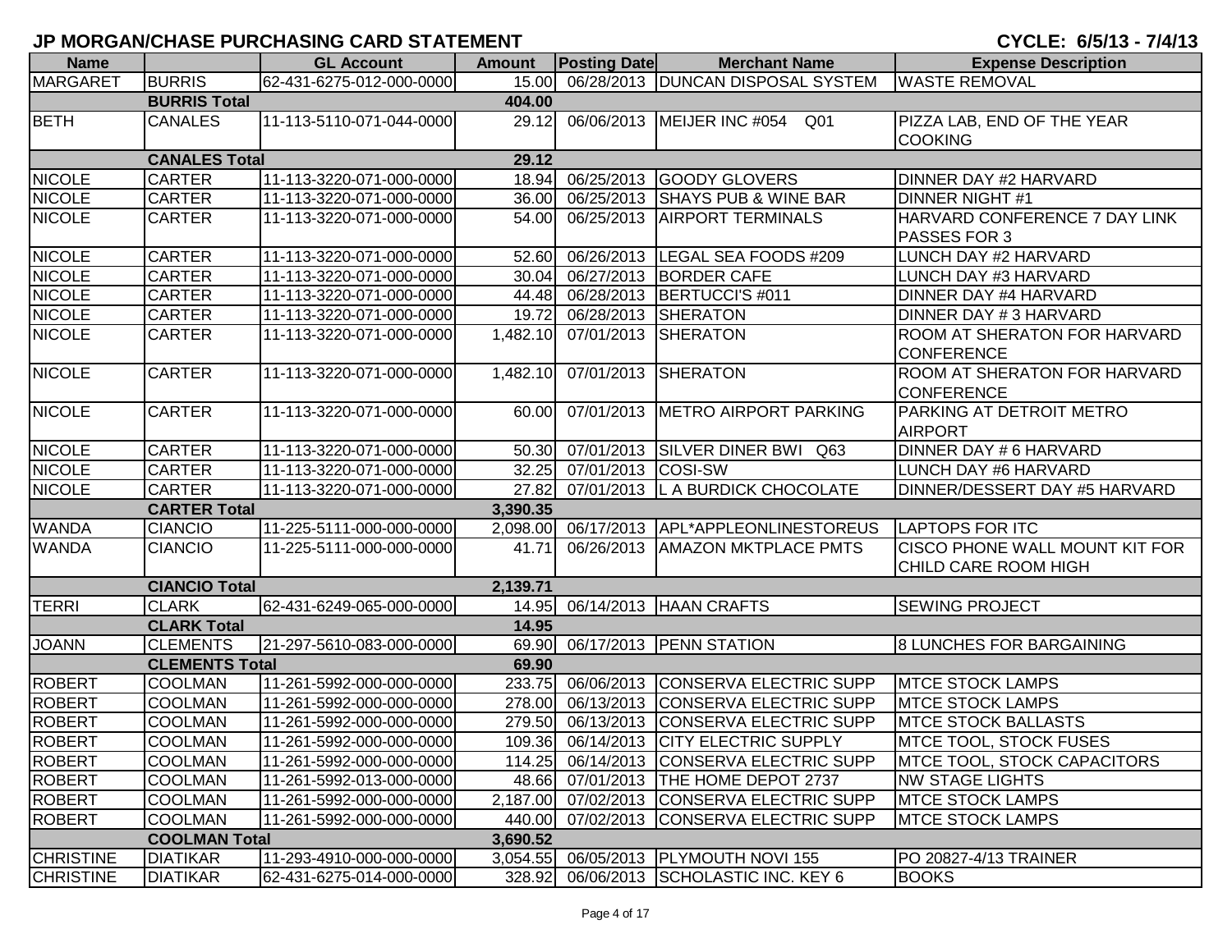# JP MORGAN/CHASE PURCHASING CARD STATEMENT

**CYCLE: 6/5/13 - 7/4/13**

| Name | | GL Account | Amount | Posting Date | Merchant Name | Expense Description |
|---|---|---|---|---|---|---|
| MARGARET | BURRIS | 62-431-6275-012-000-0000 | 15.00 | 06/28/2013 | DUNCAN DISPOSAL SYSTEM | WASTE REMOVAL |
| | BURRIS Total | | 404.00 | | | |
| BETH | CANALES | 11-113-5110-071-044-0000 | 29.12 | 06/06/2013 | MEIJER INC #054 Q01 | PIZZA LAB, END OF THE YEAR COOKING |
| | CANALES Total | | 29.12 | | | |
| NICOLE | CARTER | 11-113-3220-071-000-0000 | 18.94 | 06/25/2013 | GOODY GLOVERS | DINNER DAY #2 HARVARD |
| NICOLE | CARTER | 11-113-3220-071-000-0000 | 36.00 | 06/25/2013 | SHAYS PUB & WINE BAR | DINNER NIGHT #1 |
| NICOLE | CARTER | 11-113-3220-071-000-0000 | 54.00 | 06/25/2013 | AIRPORT TERMINALS | HARVARD CONFERENCE 7 DAY LINK PASSES FOR 3 |
| NICOLE | CARTER | 11-113-3220-071-000-0000 | 52.60 | 06/26/2013 | LEGAL SEA FOODS #209 | LUNCH DAY #2 HARVARD |
| NICOLE | CARTER | 11-113-3220-071-000-0000 | 30.04 | 06/27/2013 | BORDER CAFE | LUNCH DAY #3 HARVARD |
| NICOLE | CARTER | 11-113-3220-071-000-0000 | 44.48 | 06/28/2013 | BERTUCCI'S #011 | DINNER DAY #4 HARVARD |
| NICOLE | CARTER | 11-113-3220-071-000-0000 | 19.72 | 06/28/2013 | SHERATON | DINNER DAY # 3 HARVARD |
| NICOLE | CARTER | 11-113-3220-071-000-0000 | 1,482.10 | 07/01/2013 | SHERATON | ROOM AT SHERATON FOR HARVARD CONFERENCE |
| NICOLE | CARTER | 11-113-3220-071-000-0000 | 1,482.10 | 07/01/2013 | SHERATON | ROOM AT SHERATON FOR HARVARD CONFERENCE |
| NICOLE | CARTER | 11-113-3220-071-000-0000 | 60.00 | 07/01/2013 | METRO AIRPORT PARKING | PARKING AT DETROIT METRO AIRPORT |
| NICOLE | CARTER | 11-113-3220-071-000-0000 | 50.30 | 07/01/2013 | SILVER DINER BWI Q63 | DINNER DAY # 6 HARVARD |
| NICOLE | CARTER | 11-113-3220-071-000-0000 | 32.25 | 07/01/2013 | COSI-SW | LUNCH DAY #6 HARVARD |
| NICOLE | CARTER | 11-113-3220-071-000-0000 | 27.82 | 07/01/2013 | L A BURDICK CHOCOLATE | DINNER/DESSERT DAY #5 HARVARD |
| | CARTER Total | | 3,390.35 | | | |
| WANDA | CIANCIO | 11-225-5111-000-000-0000 | 2,098.00 | 06/17/2013 | APL*APPLEONLINESTOREUS | LAPTOPS FOR ITC |
| WANDA | CIANCIO | 11-225-5111-000-000-0000 | 41.71 | 06/26/2013 | AMAZON MKTPLACE PMTS | CISCO PHONE WALL MOUNT KIT FOR CHILD CARE ROOM HIGH |
| | CIANCIO Total | | 2,139.71 | | | |
| TERRI | CLARK | 62-431-6249-065-000-0000 | 14.95 | 06/14/2013 | HAAN CRAFTS | SEWING PROJECT |
| | CLARK Total | | 14.95 | | | |
| JOANN | CLEMENTS | 21-297-5610-083-000-0000 | 69.90 | 06/17/2013 | PENN STATION | 8 LUNCHES FOR BARGAINING |
| | CLEMENTS Total | | 69.90 | | | |
| ROBERT | COOLMAN | 11-261-5992-000-000-0000 | 233.75 | 06/06/2013 | CONSERVA ELECTRIC SUPP | MTCE STOCK LAMPS |
| ROBERT | COOLMAN | 11-261-5992-000-000-0000 | 278.00 | 06/13/2013 | CONSERVA ELECTRIC SUPP | MTCE STOCK LAMPS |
| ROBERT | COOLMAN | 11-261-5992-000-000-0000 | 279.50 | 06/13/2013 | CONSERVA ELECTRIC SUPP | MTCE STOCK BALLASTS |
| ROBERT | COOLMAN | 11-261-5992-000-000-0000 | 109.36 | 06/14/2013 | CITY ELECTRIC SUPPLY | MTCE TOOL, STOCK FUSES |
| ROBERT | COOLMAN | 11-261-5992-000-000-0000 | 114.25 | 06/14/2013 | CONSERVA ELECTRIC SUPP | MTCE TOOL, STOCK CAPACITORS |
| ROBERT | COOLMAN | 11-261-5992-013-000-0000 | 48.66 | 07/01/2013 | THE HOME DEPOT 2737 | NW STAGE LIGHTS |
| ROBERT | COOLMAN | 11-261-5992-000-000-0000 | 2,187.00 | 07/02/2013 | CONSERVA ELECTRIC SUPP | MTCE STOCK LAMPS |
| ROBERT | COOLMAN | 11-261-5992-000-000-0000 | 440.00 | 07/02/2013 | CONSERVA ELECTRIC SUPP | MTCE STOCK LAMPS |
| | COOLMAN Total | | 3,690.52 | | | |
| CHRISTINE | DIATIKAR | 11-293-4910-000-000-0000 | 3,054.55 | 06/05/2013 | PLYMOUTH NOVI 155 | PO 20827-4/13 TRAINER |
| CHRISTINE | DIATIKAR | 62-431-6275-014-000-0000 | 328.92 | 06/06/2013 | SCHOLASTIC INC. KEY 6 | BOOKS |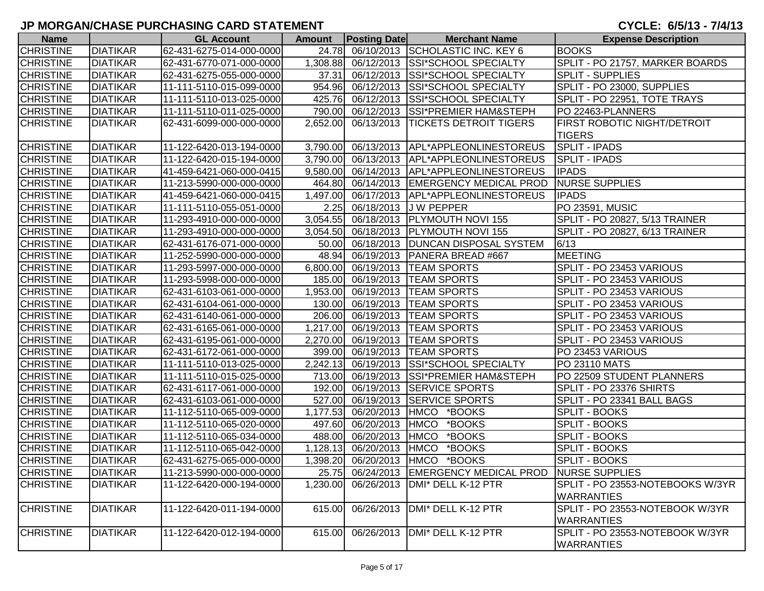## JP MORGAN/CHASE PURCHASING CARD STATEMENT

**CYCLE: 6/5/13 - 7/4/13**

| Name | | GL Account | Amount | Posting Date | Merchant Name | Expense Description |
|---|---|---|---|---|---|---|
| CHRISTINE | DIATIKAR | 62-431-6275-014-000-0000 | 24.78 | 06/10/2013 | SCHOLASTIC INC. KEY 6 | BOOKS |
| CHRISTINE | DIATIKAR | 62-431-6770-071-000-0000 | 1,308.88 | 06/12/2013 | SSI*SCHOOL SPECIALTY | SPLIT - PO 21757, MARKER BOARDS |
| CHRISTINE | DIATIKAR | 62-431-6275-055-000-0000 | 37.31 | 06/12/2013 | SSI*SCHOOL SPECIALTY | SPLIT - SUPPLIES |
| CHRISTINE | DIATIKAR | 11-111-5110-015-099-0000 | 954.96 | 06/12/2013 | SSI*SCHOOL SPECIALTY | SPLIT - PO 23000, SUPPLIES |
| CHRISTINE | DIATIKAR | 11-111-5110-013-025-0000 | 425.76 | 06/12/2013 | SSI*SCHOOL SPECIALTY | SPLIT - PO 22951, TOTE TRAYS |
| CHRISTINE | DIATIKAR | 11-111-5110-011-025-0000 | 790.00 | 06/12/2013 | SSI*PREMIER HAM&STEPH | PO 22463-PLANNERS |
| CHRISTINE | DIATIKAR | 62-431-6099-000-000-0000 | 2,652.00 | 06/13/2013 | TICKETS DETROIT TIGERS | FIRST ROBOTIC NIGHT/DETROIT TIGERS |
| CHRISTINE | DIATIKAR | 11-122-6420-013-194-0000 | 3,790.00 | 06/13/2013 | APL*APPLEONLINESTOREUS | SPLIT - IPADS |
| CHRISTINE | DIATIKAR | 11-122-6420-015-194-0000 | 3,790.00 | 06/13/2013 | APL*APPLEONLINESTOREUS | SPLIT - IPADS |
| CHRISTINE | DIATIKAR | 41-459-6421-060-000-0415 | 9,580.00 | 06/14/2013 | APL*APPLEONLINESTOREUS | IPADS |
| CHRISTINE | DIATIKAR | 11-213-5990-000-000-0000 | 464.80 | 06/14/2013 | EMERGENCY MEDICAL PROD | NURSE SUPPLIES |
| CHRISTINE | DIATIKAR | 41-459-6421-060-000-0415 | 1,497.00 | 06/17/2013 | APL*APPLEONLINESTOREUS | IPADS |
| CHRISTINE | DIATIKAR | 11-111-5110-055-051-0000 | 2.25 | 06/18/2013 | J W PEPPER | PO 23591, MUSIC |
| CHRISTINE | DIATIKAR | 11-293-4910-000-000-0000 | 3,054.55 | 06/18/2013 | PLYMOUTH NOVI 155 | SPLIT - PO 20827, 5/13 TRAINER |
| CHRISTINE | DIATIKAR | 11-293-4910-000-000-0000 | 3,054.50 | 06/18/2013 | PLYMOUTH NOVI 155 | SPLIT - PO 20827, 6/13 TRAINER |
| CHRISTINE | DIATIKAR | 62-431-6176-071-000-0000 | 50.00 | 06/18/2013 | DUNCAN DISPOSAL SYSTEM | 6/13 |
| CHRISTINE | DIATIKAR | 11-252-5990-000-000-0000 | 48.94 | 06/19/2013 | PANERA BREAD #667 | MEETING |
| CHRISTINE | DIATIKAR | 11-293-5997-000-000-0000 | 6,800.00 | 06/19/2013 | TEAM SPORTS | SPLIT - PO 23453 VARIOUS |
| CHRISTINE | DIATIKAR | 11-293-5998-000-000-0000 | 185.00 | 06/19/2013 | TEAM SPORTS | SPLIT - PO 23453 VARIOUS |
| CHRISTINE | DIATIKAR | 62-431-6103-061-000-0000 | 1,953.00 | 06/19/2013 | TEAM SPORTS | SPLIT - PO 23453 VARIOUS |
| CHRISTINE | DIATIKAR | 62-431-6104-061-000-0000 | 130.00 | 06/19/2013 | TEAM SPORTS | SPLIT - PO 23453 VARIOUS |
| CHRISTINE | DIATIKAR | 62-431-6140-061-000-0000 | 206.00 | 06/19/2013 | TEAM SPORTS | SPLIT - PO 23453 VARIOUS |
| CHRISTINE | DIATIKAR | 62-431-6165-061-000-0000 | 1,217.00 | 06/19/2013 | TEAM SPORTS | SPLIT - PO 23453 VARIOUS |
| CHRISTINE | DIATIKAR | 62-431-6195-061-000-0000 | 2,270.00 | 06/19/2013 | TEAM SPORTS | SPLIT - PO 23453 VARIOUS |
| CHRISTINE | DIATIKAR | 62-431-6172-061-000-0000 | 399.00 | 06/19/2013 | TEAM SPORTS | PO 23453 VARIOUS |
| CHRISTINE | DIATIKAR | 11-111-5110-013-025-0000 | 2,242.13 | 06/19/2013 | SSI*SCHOOL SPECIALTY | PO 23110 MATS |
| CHRISTINE | DIATIKAR | 11-111-5110-015-025-0000 | 713.00 | 06/19/2013 | SSI*PREMIER HAM&STEPH | PO 22509 STUDENT PLANNERS |
| CHRISTINE | DIATIKAR | 62-431-6117-061-000-0000 | 192.00 | 06/19/2013 | SERVICE SPORTS | SPLIT - PO 23376 SHIRTS |
| CHRISTINE | DIATIKAR | 62-431-6103-061-000-0000 | 527.00 | 06/19/2013 | SERVICE SPORTS | SPLIT - PO 23341 BALL BAGS |
| CHRISTINE | DIATIKAR | 11-112-5110-065-009-0000 | 1,177.53 | 06/20/2013 | HMCO *BOOKS | SPLIT - BOOKS |
| CHRISTINE | DIATIKAR | 11-112-5110-065-020-0000 | 497.60 | 06/20/2013 | HMCO *BOOKS | SPLIT - BOOKS |
| CHRISTINE | DIATIKAR | 11-112-5110-065-034-0000 | 488.00 | 06/20/2013 | HMCO *BOOKS | SPLIT - BOOKS |
| CHRISTINE | DIATIKAR | 11-112-5110-065-042-0000 | 1,128.13 | 06/20/2013 | HMCO *BOOKS | SPLIT - BOOKS |
| CHRISTINE | DIATIKAR | 62-431-6275-065-000-0000 | 1,398.20 | 06/20/2013 | HMCO *BOOKS | SPLIT - BOOKS |
| CHRISTINE | DIATIKAR | 11-213-5990-000-000-0000 | 25.75 | 06/24/2013 | EMERGENCY MEDICAL PROD | NURSE SUPPLIES |
| CHRISTINE | DIATIKAR | 11-122-6420-000-194-0000 | 1,230.00 | 06/26/2013 | DMI* DELL K-12 PTR | SPLIT - PO 23553-NOTEBOOKS W/3YR WARRANTIES |
| CHRISTINE | DIATIKAR | 11-122-6420-011-194-0000 | 615.00 | 06/26/2013 | DMI* DELL K-12 PTR | SPLIT - PO 23553-NOTEBOOK W/3YR WARRANTIES |
| CHRISTINE | DIATIKAR | 11-122-6420-012-194-0000 | 615.00 | 06/26/2013 | DMI* DELL K-12 PTR | SPLIT - PO 23553-NOTEBOOK W/3YR WARRANTIES |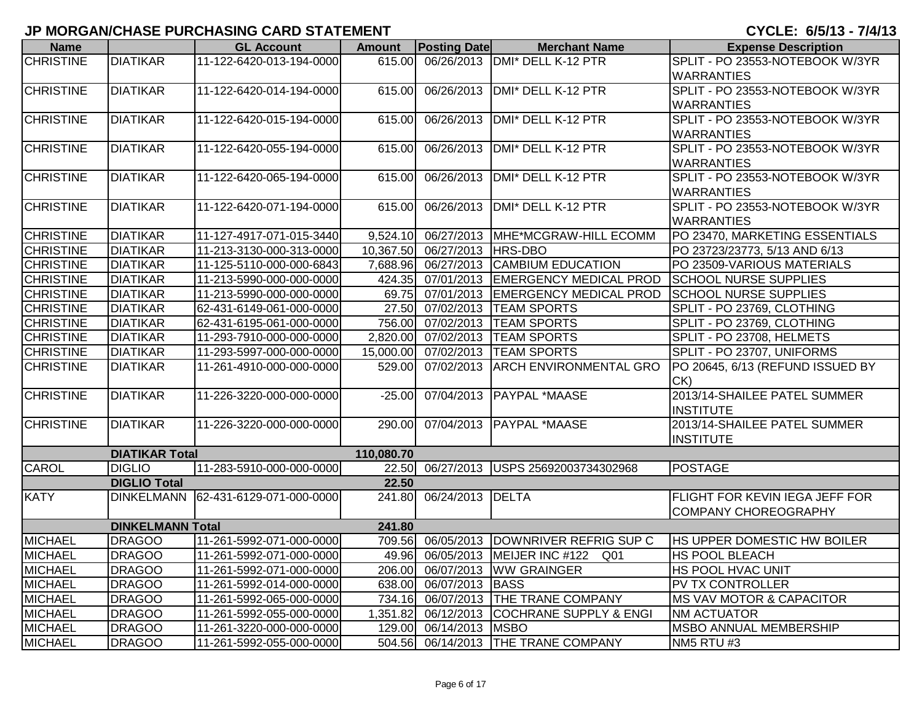## JP MORGAN/CHASE PURCHASING CARD STATEMENT

**CYCLE: 6/5/13 - 7/4/13**

| Name | | GL Account | Amount | Posting Date | Merchant Name | Expense Description |
|---|---|---|---|---|---|---|
| CHRISTINE | DIATIKAR | 11-122-6420-013-194-0000 | 615.00 | 06/26/2013 | DMI* DELL K-12 PTR | SPLIT - PO 23553-NOTEBOOK W/3YR WARRANTIES |
| CHRISTINE | DIATIKAR | 11-122-6420-014-194-0000 | 615.00 | 06/26/2013 | DMI* DELL K-12 PTR | SPLIT - PO 23553-NOTEBOOK W/3YR WARRANTIES |
| CHRISTINE | DIATIKAR | 11-122-6420-015-194-0000 | 615.00 | 06/26/2013 | DMI* DELL K-12 PTR | SPLIT - PO 23553-NOTEBOOK W/3YR WARRANTIES |
| CHRISTINE | DIATIKAR | 11-122-6420-055-194-0000 | 615.00 | 06/26/2013 | DMI* DELL K-12 PTR | SPLIT - PO 23553-NOTEBOOK W/3YR WARRANTIES |
| CHRISTINE | DIATIKAR | 11-122-6420-065-194-0000 | 615.00 | 06/26/2013 | DMI* DELL K-12 PTR | SPLIT - PO 23553-NOTEBOOK W/3YR WARRANTIES |
| CHRISTINE | DIATIKAR | 11-122-6420-071-194-0000 | 615.00 | 06/26/2013 | DMI* DELL K-12 PTR | SPLIT - PO 23553-NOTEBOOK W/3YR WARRANTIES |
| CHRISTINE | DIATIKAR | 11-127-4917-071-015-3440 | 9,524.10 | 06/27/2013 | MHE*MCGRAW-HILL ECOMM | PO 23470, MARKETING ESSENTIALS |
| CHRISTINE | DIATIKAR | 11-213-3130-000-313-0000 | 10,367.50 | 06/27/2013 | HRS-DBO | PO 23723/23773, 5/13 AND 6/13 |
| CHRISTINE | DIATIKAR | 11-125-5110-000-000-6843 | 7,688.96 | 06/27/2013 | CAMBIUM EDUCATION | PO 23509-VARIOUS MATERIALS |
| CHRISTINE | DIATIKAR | 11-213-5990-000-000-0000 | 424.35 | 07/01/2013 | EMERGENCY MEDICAL PROD | SCHOOL NURSE SUPPLIES |
| CHRISTINE | DIATIKAR | 11-213-5990-000-000-0000 | 69.75 | 07/01/2013 | EMERGENCY MEDICAL PROD | SCHOOL NURSE SUPPLIES |
| CHRISTINE | DIATIKAR | 62-431-6149-061-000-0000 | 27.50 | 07/02/2013 | TEAM SPORTS | SPLIT - PO 23769, CLOTHING |
| CHRISTINE | DIATIKAR | 62-431-6195-061-000-0000 | 756.00 | 07/02/2013 | TEAM SPORTS | SPLIT - PO 23769, CLOTHING |
| CHRISTINE | DIATIKAR | 11-293-7910-000-000-0000 | 2,820.00 | 07/02/2013 | TEAM SPORTS | SPLIT - PO 23708, HELMETS |
| CHRISTINE | DIATIKAR | 11-293-5997-000-000-0000 | 15,000.00 | 07/02/2013 | TEAM SPORTS | SPLIT - PO 23707, UNIFORMS |
| CHRISTINE | DIATIKAR | 11-261-4910-000-000-0000 | 529.00 | 07/02/2013 | ARCH ENVIRONMENTAL GRO | PO 20645, 6/13 (REFUND ISSUED BY CK) |
| CHRISTINE | DIATIKAR | 11-226-3220-000-000-0000 | -25.00 | 07/04/2013 | PAYPAL *MAASE | 2013/14-SHAILEE PATEL SUMMER INSTITUTE |
| CHRISTINE | DIATIKAR | 11-226-3220-000-000-0000 | 290.00 | 07/04/2013 | PAYPAL *MAASE | 2013/14-SHAILEE PATEL SUMMER INSTITUTE |
| | **DIATIKAR Total** | | **110,080.70** | | | |
| CAROL | DIGLIO | 11-283-5910-000-000-0000 | 22.50 | 06/27/2013 | USPS 25692003734302968 | POSTAGE |
| | **DIGLIO Total** | | **22.50** | | | |
| KATY | DINKELMANN | 62-431-6129-071-000-0000 | 241.80 | 06/24/2013 | DELTA | FLIGHT FOR KEVIN IEGA JEFF FOR COMPANY CHOREOGRAPHY |
| | **DINKELMANN Total** | | **241.80** | | | |
| MICHAEL | DRAGOO | 11-261-5992-071-000-0000 | 709.56 | 06/05/2013 | DOWNRIVER REFRIG SUP C | HS UPPER DOMESTIC HW BOILER |
| MICHAEL | DRAGOO | 11-261-5992-071-000-0000 | 49.96 | 06/05/2013 | MEIJER INC #122 Q01 | HS POOL BLEACH |
| MICHAEL | DRAGOO | 11-261-5992-071-000-0000 | 206.00 | 06/07/2013 | WW GRAINGER | HS POOL HVAC UNIT |
| MICHAEL | DRAGOO | 11-261-5992-014-000-0000 | 638.00 | 06/07/2013 | BASS | PV TX CONTROLLER |
| MICHAEL | DRAGOO | 11-261-5992-065-000-0000 | 734.16 | 06/07/2013 | THE TRANE COMPANY | MS VAV MOTOR & CAPACITOR |
| MICHAEL | DRAGOO | 11-261-5992-055-000-0000 | 1,351.82 | 06/12/2013 | COCHRANE SUPPLY & ENGI | NM ACTUATOR |
| MICHAEL | DRAGOO | 11-261-3220-000-000-0000 | 129.00 | 06/14/2013 | MSBO | MSBO ANNUAL MEMBERSHIP |
| MICHAEL | DRAGOO | 11-261-5992-055-000-0000 | 504.56 | 06/14/2013 | THE TRANE COMPANY | NM5 RTU #3 |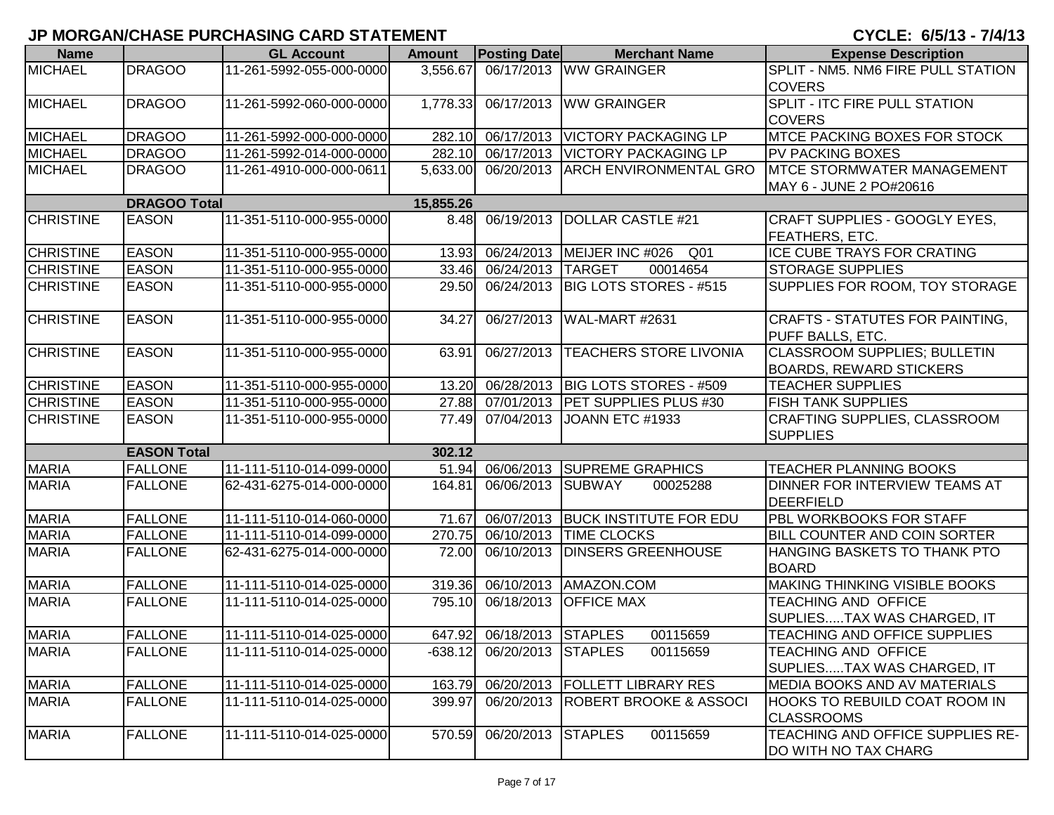## JP MORGAN/CHASE PURCHASING CARD STATEMENT

**CYCLE: 6/5/13 - 7/4/13**

| Name | | GL Account | Amount | Posting Date | Merchant Name | Expense Description |
|---|---|---|---|---|---|---|
| MICHAEL | DRAGOO | 11-261-5992-055-000-0000 | 3,556.67 | 06/17/2013 | WW GRAINGER | SPLIT - NM5. NM6 FIRE PULL STATION COVERS |
| MICHAEL | DRAGOO | 11-261-5992-060-000-0000 | 1,778.33 | 06/17/2013 | WW GRAINGER | SPLIT - ITC FIRE PULL STATION COVERS |
| MICHAEL | DRAGOO | 11-261-5992-000-000-0000 | 282.10 | 06/17/2013 | VICTORY PACKAGING LP | MTCE PACKING BOXES FOR STOCK |
| MICHAEL | DRAGOO | 11-261-5992-014-000-0000 | 282.10 | 06/17/2013 | VICTORY PACKAGING LP | PV PACKING BOXES |
| MICHAEL | DRAGOO | 11-261-4910-000-000-0611 | 5,633.00 | 06/20/2013 | ARCH ENVIRONMENTAL GRO | MTCE STORMWATER MANAGEMENT MAY 6 - JUNE 2 PO#20616 |
| | **DRAGOO Total** | | **15,855.26** | | | |
| CHRISTINE | EASON | 11-351-5110-000-955-0000 | 8.48 | 06/19/2013 | DOLLAR CASTLE #21 | CRAFT SUPPLIES - GOOGLY EYES, FEATHERS, ETC. |
| CHRISTINE | EASON | 11-351-5110-000-955-0000 | 13.93 | 06/24/2013 | MEIJER INC #026 Q01 | ICE CUBE TRAYS FOR CRATING |
| CHRISTINE | EASON | 11-351-5110-000-955-0000 | 33.46 | 06/24/2013 | TARGET 00014654 | STORAGE SUPPLIES |
| CHRISTINE | EASON | 11-351-5110-000-955-0000 | 29.50 | 06/24/2013 | BIG LOTS STORES - #515 | SUPPLIES FOR ROOM, TOY STORAGE |
| CHRISTINE | EASON | 11-351-5110-000-955-0000 | 34.27 | 06/27/2013 | WAL-MART #2631 | CRAFTS - STATUTES FOR PAINTING, PUFF BALLS, ETC. |
| CHRISTINE | EASON | 11-351-5110-000-955-0000 | 63.91 | 06/27/2013 | TEACHERS STORE LIVONIA | CLASSROOM SUPPLIES; BULLETIN BOARDS, REWARD STICKERS |
| CHRISTINE | EASON | 11-351-5110-000-955-0000 | 13.20 | 06/28/2013 | BIG LOTS STORES - #509 | TEACHER SUPPLIES |
| CHRISTINE | EASON | 11-351-5110-000-955-0000 | 27.88 | 07/01/2013 | PET SUPPLIES PLUS #30 | FISH TANK SUPPLIES |
| CHRISTINE | EASON | 11-351-5110-000-955-0000 | 77.49 | 07/04/2013 | JOANN ETC #1933 | CRAFTING SUPPLIES, CLASSROOM SUPPLIES |
| | **EASON Total** | | **302.12** | | | |
| MARIA | FALLONE | 11-111-5110-014-099-0000 | 51.94 | 06/06/2013 | SUPREME GRAPHICS | TEACHER PLANNING BOOKS |
| MARIA | FALLONE | 62-431-6275-014-000-0000 | 164.81 | 06/06/2013 | SUBWAY 00025288 | DINNER FOR INTERVIEW TEAMS AT DEERFIELD |
| MARIA | FALLONE | 11-111-5110-014-060-0000 | 71.67 | 06/07/2013 | BUCK INSTITUTE FOR EDU | PBL WORKBOOKS FOR STAFF |
| MARIA | FALLONE | 11-111-5110-014-099-0000 | 270.75 | 06/10/2013 | TIME CLOCKS | BILL COUNTER AND COIN SORTER |
| MARIA | FALLONE | 62-431-6275-014-000-0000 | 72.00 | 06/10/2013 | DINSERS GREENHOUSE | HANGING BASKETS TO THANK PTO BOARD |
| MARIA | FALLONE | 11-111-5110-014-025-0000 | 319.36 | 06/10/2013 | AMAZON.COM | MAKING THINKING VISIBLE BOOKS |
| MARIA | FALLONE | 11-111-5110-014-025-0000 | 795.10 | 06/18/2013 | OFFICE MAX | TEACHING AND OFFICE SUPLIES.....TAX WAS CHARGED, IT |
| MARIA | FALLONE | 11-111-5110-014-025-0000 | 647.92 | 06/18/2013 | STAPLES 00115659 | TEACHING AND OFFICE SUPPLIES |
| MARIA | FALLONE | 11-111-5110-014-025-0000 | -638.12 | 06/20/2013 | STAPLES 00115659 | TEACHING AND OFFICE SUPLIES.....TAX WAS CHARGED, IT |
| MARIA | FALLONE | 11-111-5110-014-025-0000 | 163.79 | 06/20/2013 | FOLLETT LIBRARY RES | MEDIA BOOKS AND AV MATERIALS |
| MARIA | FALLONE | 11-111-5110-014-025-0000 | 399.97 | 06/20/2013 | ROBERT BROOKE & ASSOCI | HOOKS TO REBUILD COAT ROOM IN CLASSROOMS |
| MARIA | FALLONE | 11-111-5110-014-025-0000 | 570.59 | 06/20/2013 | STAPLES 00115659 | TEACHING AND OFFICE SUPPLIES RE-DO WITH NO TAX CHARG |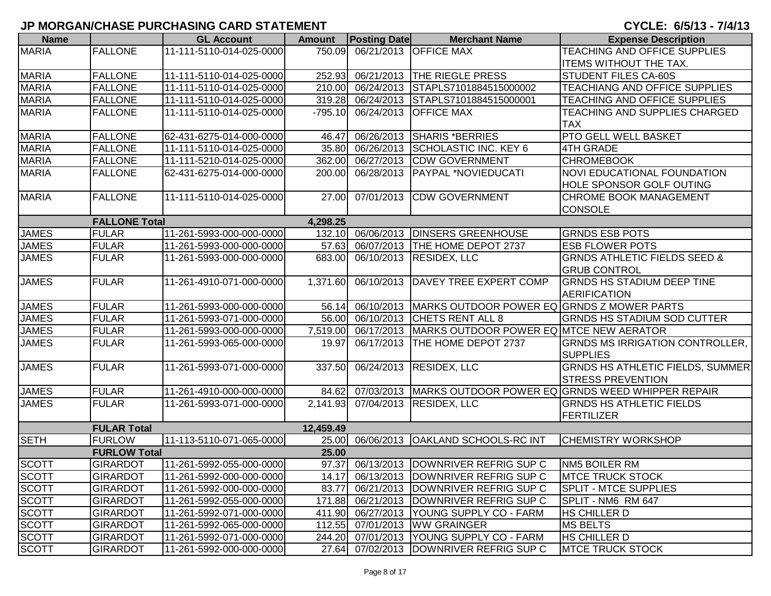# JP MORGAN/CHASE PURCHASING CARD STATEMENT

**CYCLE: 6/5/13 - 7/4/13**

| Name | | GL Account | Amount | Posting Date | Merchant Name | Expense Description |
|---|---|---|---|---|---|---|
| MARIA | FALLONE | 11-111-5110-014-025-0000 | 750.09 | 06/21/2013 | OFFICE MAX | TEACHING AND OFFICE SUPPLIES ITEMS WITHOUT THE TAX. |
| MARIA | FALLONE | 11-111-5110-014-025-0000 | 252.93 | 06/21/2013 | THE RIEGLE PRESS | STUDENT FILES CA-60S |
| MARIA | FALLONE | 11-111-5110-014-025-0000 | 210.00 | 06/24/2013 | STAPLS7101884515000002 | TEACHIANG AND OFFICE SUPPLIES |
| MARIA | FALLONE | 11-111-5110-014-025-0000 | 319.28 | 06/24/2013 | STAPLS7101884515000001 | TEACHING AND OFFICE SUPPLIES |
| MARIA | FALLONE | 11-111-5110-014-025-0000 | -795.10 | 06/24/2013 | OFFICE MAX | TEACHING AND SUPPLIES CHARGED TAX |
| MARIA | FALLONE | 62-431-6275-014-000-0000 | 46.47 | 06/26/2013 | SHARIS *BERRIES | PTO GELL WELL BASKET |
| MARIA | FALLONE | 11-111-5110-014-025-0000 | 35.80 | 06/26/2013 | SCHOLASTIC INC. KEY 6 | 4TH GRADE |
| MARIA | FALLONE | 11-111-5210-014-025-0000 | 362.00 | 06/27/2013 | CDW GOVERNMENT | CHROMEBOOK |
| MARIA | FALLONE | 62-431-6275-014-000-0000 | 200.00 | 06/28/2013 | PAYPAL *NOVIEDUCATI | NOVI EDUCATIONAL FOUNDATION HOLE SPONSOR GOLF OUTING |
| MARIA | FALLONE | 11-111-5110-014-025-0000 | 27.00 | 07/01/2013 | CDW GOVERNMENT | CHROME BOOK MANAGEMENT CONSOLE |
| | FALLONE Total | | 4,298.25 | | | |
| JAMES | FULAR | 11-261-5993-000-000-0000 | 132.10 | 06/06/2013 | DINSERS GREENHOUSE | GRNDS ESB POTS |
| JAMES | FULAR | 11-261-5993-000-000-0000 | 57.63 | 06/07/2013 | THE HOME DEPOT 2737 | ESB FLOWER POTS |
| JAMES | FULAR | 11-261-5993-000-000-0000 | 683.00 | 06/10/2013 | RESIDEX, LLC | GRNDS ATHLETIC FIELDS SEED & GRUB CONTROL |
| JAMES | FULAR | 11-261-4910-071-000-0000 | 1,371.60 | 06/10/2013 | DAVEY TREE EXPERT COMP | GRNDS HS STADIUM DEEP TINE AERIFICATION |
| JAMES | FULAR | 11-261-5993-000-000-0000 | 56.14 | 06/10/2013 | MARKS OUTDOOR POWER EQ | GRNDS Z MOWER PARTS |
| JAMES | FULAR | 11-261-5993-071-000-0000 | 56.00 | 06/10/2013 | CHETS RENT ALL 8 | GRNDS HS STADIUM SOD CUTTER |
| JAMES | FULAR | 11-261-5993-000-000-0000 | 7,519.00 | 06/17/2013 | MARKS OUTDOOR POWER EQ | MTCE NEW AERATOR |
| JAMES | FULAR | 11-261-5993-065-000-0000 | 19.97 | 06/17/2013 | THE HOME DEPOT 2737 | GRNDS MS IRRIGATION CONTROLLER, SUPPLIES |
| JAMES | FULAR | 11-261-5993-071-000-0000 | 337.50 | 06/24/2013 | RESIDEX, LLC | GRNDS HS ATHLETIC FIELDS, SUMMER STRESS PREVENTION |
| JAMES | FULAR | 11-261-4910-000-000-0000 | 84.62 | 07/03/2013 | MARKS OUTDOOR POWER EQ | GRNDS WEED WHIPPER REPAIR |
| JAMES | FULAR | 11-261-5993-071-000-0000 | 2,141.93 | 07/04/2013 | RESIDEX, LLC | GRNDS HS ATHLETIC FIELDS FERTILIZER |
| | FULAR Total | | 12,459.49 | | | |
| SETH | FURLOW | 11-113-5110-071-065-0000 | 25.00 | 06/06/2013 | OAKLAND SCHOOLS-RC INT | CHEMISTRY WORKSHOP |
| | FURLOW Total | | 25.00 | | | |
| SCOTT | GIRARDOT | 11-261-5992-055-000-0000 | 97.37 | 06/13/2013 | DOWNRIVER REFRIG SUP C | NM5 BOILER RM |
| SCOTT | GIRARDOT | 11-261-5992-000-000-0000 | 14.17 | 06/13/2013 | DOWNRIVER REFRIG SUP C | MTCE TRUCK STOCK |
| SCOTT | GIRARDOT | 11-261-5992-000-000-0000 | 83.77 | 06/21/2013 | DOWNRIVER REFRIG SUP C | SPLIT - MTCE SUPPLIES |
| SCOTT | GIRARDOT | 11-261-5992-055-000-0000 | 171.88 | 06/21/2013 | DOWNRIVER REFRIG SUP C | SPLIT - NM6 RM 647 |
| SCOTT | GIRARDOT | 11-261-5992-071-000-0000 | 411.90 | 06/27/2013 | YOUNG SUPPLY CO - FARM | HS CHILLER D |
| SCOTT | GIRARDOT | 11-261-5992-065-000-0000 | 112.55 | 07/01/2013 | WW GRAINGER | MS BELTS |
| SCOTT | GIRARDOT | 11-261-5992-071-000-0000 | 244.20 | 07/01/2013 | YOUNG SUPPLY CO - FARM | HS CHILLER D |
| SCOTT | GIRARDOT | 11-261-5992-000-000-0000 | 27.64 | 07/02/2013 | DOWNRIVER REFRIG SUP C | MTCE TRUCK STOCK |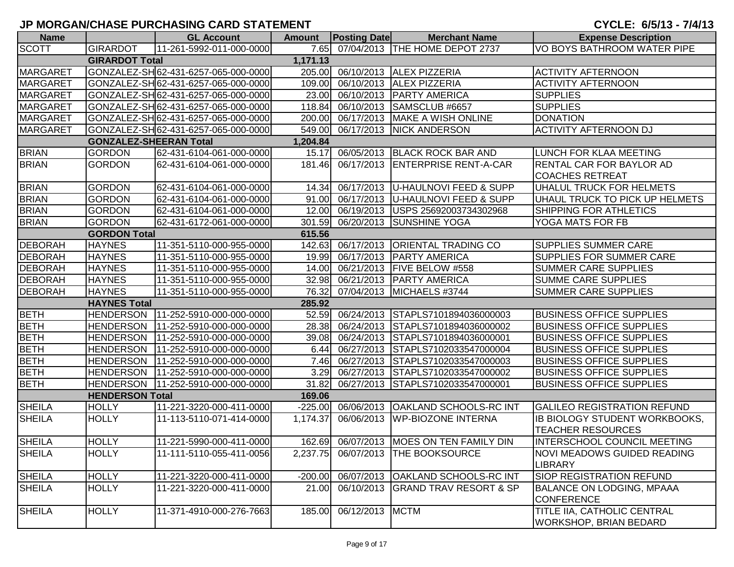## JP MORGAN/CHASE PURCHASING CARD STATEMENT

**CYCLE: 6/5/13 - 7/4/13**

| Name | | GL Account | Amount | Posting Date | Merchant Name | Expense Description |
|---|---|---|---|---|---|---|
| SCOTT | GIRARDOT | 11-261-5992-011-000-0000 | 7.65 | 07/04/2013 | THE HOME DEPOT 2737 | VO BOYS BATHROOM WATER PIPE |
| | GIRARDOT Total | | 1,171.13 | | | |
| MARGARET | GONZALEZ-SH | 62-431-6257-065-000-0000 | 205.00 | 06/10/2013 | ALEX PIZZERIA | ACTIVITY AFTERNOON |
| MARGARET | GONZALEZ-SH | 62-431-6257-065-000-0000 | 109.00 | 06/10/2013 | ALEX PIZZERIA | ACTIVITY AFTERNOON |
| MARGARET | GONZALEZ-SH | 62-431-6257-065-000-0000 | 23.00 | 06/10/2013 | PARTY AMERICA | SUPPLIES |
| MARGARET | GONZALEZ-SH | 62-431-6257-065-000-0000 | 118.84 | 06/10/2013 | SAMSCLUB #6657 | SUPPLIES |
| MARGARET | GONZALEZ-SH | 62-431-6257-065-000-0000 | 200.00 | 06/17/2013 | MAKE A WISH ONLINE | DONATION |
| MARGARET | GONZALEZ-SH | 62-431-6257-065-000-0000 | 549.00 | 06/17/2013 | NICK ANDERSON | ACTIVITY AFTERNOON DJ |
| | GONZALEZ-SHEERAN Total | | 1,204.84 | | | |
| BRIAN | GORDON | 62-431-6104-061-000-0000 | 15.17 | 06/05/2013 | BLACK ROCK BAR AND | LUNCH FOR KLAA MEETING |
| BRIAN | GORDON | 62-431-6104-061-000-0000 | 181.46 | 06/17/2013 | ENTERPRISE RENT-A-CAR | RENTAL CAR FOR BAYLOR AD COACHES RETREAT |
| BRIAN | GORDON | 62-431-6104-061-000-0000 | 14.34 | 06/17/2013 | U-HAULNOVI FEED & SUPP | UHALUL TRUCK FOR HELMETS |
| BRIAN | GORDON | 62-431-6104-061-000-0000 | 91.00 | 06/17/2013 | U-HAULNOVI FEED & SUPP | UHAUL TRUCK TO PICK UP HELMETS |
| BRIAN | GORDON | 62-431-6104-061-000-0000 | 12.00 | 06/19/2013 | USPS 25692003734302968 | SHIPPING FOR ATHLETICS |
| BRIAN | GORDON | 62-431-6172-061-000-0000 | 301.59 | 06/20/2013 | SUNSHINE YOGA | YOGA MATS FOR FB |
| | GORDON Total | | 615.56 | | | |
| DEBORAH | HAYNES | 11-351-5110-000-955-0000 | 142.63 | 06/17/2013 | ORIENTAL TRADING CO | SUPPLIES SUMMER CARE |
| DEBORAH | HAYNES | 11-351-5110-000-955-0000 | 19.99 | 06/17/2013 | PARTY AMERICA | SUPPLIES FOR SUMMER CARE |
| DEBORAH | HAYNES | 11-351-5110-000-955-0000 | 14.00 | 06/21/2013 | FIVE BELOW #558 | SUMMER CARE SUPPLIES |
| DEBORAH | HAYNES | 11-351-5110-000-955-0000 | 32.98 | 06/21/2013 | PARTY AMERICA | SUMME CARE SUPPLIES |
| DEBORAH | HAYNES | 11-351-5110-000-955-0000 | 76.32 | 07/04/2013 | MICHAELS #3744 | SUMMER CARE SUPPLIES |
| | HAYNES Total | | 285.92 | | | |
| BETH | HENDERSON | 11-252-5910-000-000-0000 | 52.59 | 06/24/2013 | STAPLS7101894036000003 | BUSINESS OFFICE SUPPLIES |
| BETH | HENDERSON | 11-252-5910-000-000-0000 | 28.38 | 06/24/2013 | STAPLS7101894036000002 | BUSINESS OFFICE SUPPLIES |
| BETH | HENDERSON | 11-252-5910-000-000-0000 | 39.08 | 06/24/2013 | STAPLS7101894036000001 | BUSINESS OFFICE SUPPLIES |
| BETH | HENDERSON | 11-252-5910-000-000-0000 | 6.44 | 06/27/2013 | STAPLS7102033547000004 | BUSINESS OFFICE SUPPLIES |
| BETH | HENDERSON | 11-252-5910-000-000-0000 | 7.46 | 06/27/2013 | STAPLS7102033547000003 | BUSINESS OFFICE SUPPLIES |
| BETH | HENDERSON | 11-252-5910-000-000-0000 | 3.29 | 06/27/2013 | STAPLS7102033547000002 | BUSINESS OFFICE SUPPLIES |
| BETH | HENDERSON | 11-252-5910-000-000-0000 | 31.82 | 06/27/2013 | STAPLS7102033547000001 | BUSINESS OFFICE SUPPLIES |
| | HENDERSON Total | | 169.06 | | | |
| SHEILA | HOLLY | 11-221-3220-000-411-0000 | -225.00 | 06/06/2013 | OAKLAND SCHOOLS-RC INT | GALILEO REGISTRATION REFUND |
| SHEILA | HOLLY | 11-113-5110-071-414-0000 | 1,174.37 | 06/06/2013 | WP-BIOZONE INTERNA | IB BIOLOGY STUDENT WORKBOOKS, TEACHER RESOURCES |
| SHEILA | HOLLY | 11-221-5990-000-411-0000 | 162.69 | 06/07/2013 | MOES ON TEN FAMILY DIN | INTERSCHOOL COUNCIL MEETING |
| SHEILA | HOLLY | 11-111-5110-055-411-0056 | 2,237.75 | 06/07/2013 | THE BOOKSOURCE | NOVI MEADOWS GUIDED READING LIBRARY |
| SHEILA | HOLLY | 11-221-3220-000-411-0000 | -200.00 | 06/07/2013 | OAKLAND SCHOOLS-RC INT | SIOP REGISTRATION REFUND |
| SHEILA | HOLLY | 11-221-3220-000-411-0000 | 21.00 | 06/10/2013 | GRAND TRAV RESORT & SP | BALANCE ON LODGING, MPAAA CONFERENCE |
| SHEILA | HOLLY | 11-371-4910-000-276-7663 | 185.00 | 06/12/2013 | MCTM | TITLE IIA, CATHOLIC CENTRAL WORKSHOP, BRIAN BEDARD |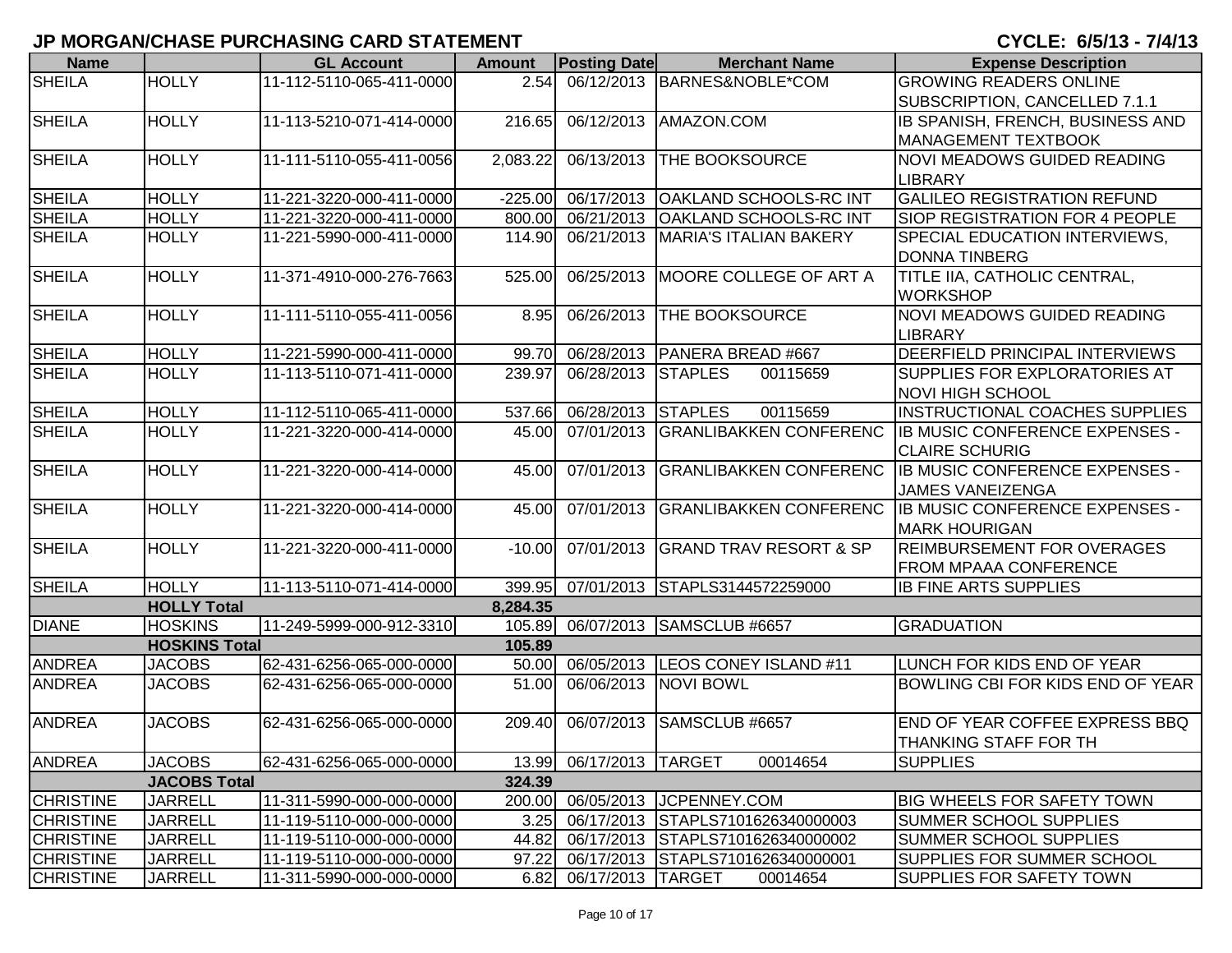# JP MORGAN/CHASE PURCHASING CARD STATEMENT

**CYCLE: 6/5/13 - 7/4/13**

| Name | | GL Account | Amount | Posting Date | Merchant Name | Expense Description |
|---|---|---|---|---|---|---|
| SHEILA | HOLLY | 11-112-5110-065-411-0000 | 2.54 | 06/12/2013 | BARNES&NOBLE*COM | GROWING READERS ONLINE SUBSCRIPTION, CANCELLED 7.1.1 |
| SHEILA | HOLLY | 11-113-5210-071-414-0000 | 216.65 | 06/12/2013 | AMAZON.COM | IB SPANISH, FRENCH, BUSINESS AND MANAGEMENT TEXTBOOK |
| SHEILA | HOLLY | 11-111-5110-055-411-0056 | 2,083.22 | 06/13/2013 | THE BOOKSOURCE | NOVI MEADOWS GUIDED READING LIBRARY |
| SHEILA | HOLLY | 11-221-3220-000-411-0000 | -225.00 | 06/17/2013 | OAKLAND SCHOOLS-RC INT | GALILEO REGISTRATION REFUND |
| SHEILA | HOLLY | 11-221-3220-000-411-0000 | 800.00 | 06/21/2013 | OAKLAND SCHOOLS-RC INT | SIOP REGISTRATION FOR 4 PEOPLE |
| SHEILA | HOLLY | 11-221-5990-000-411-0000 | 114.90 | 06/21/2013 | MARIA'S ITALIAN BAKERY | SPECIAL EDUCATION INTERVIEWS, DONNA TINBERG |
| SHEILA | HOLLY | 11-371-4910-000-276-7663 | 525.00 | 06/25/2013 | MOORE COLLEGE OF ART A | TITLE IIA, CATHOLIC CENTRAL, WORKSHOP |
| SHEILA | HOLLY | 11-111-5110-055-411-0056 | 8.95 | 06/26/2013 | THE BOOKSOURCE | NOVI MEADOWS GUIDED READING LIBRARY |
| SHEILA | HOLLY | 11-221-5990-000-411-0000 | 99.70 | 06/28/2013 | PANERA BREAD #667 | DEERFIELD PRINCIPAL INTERVIEWS |
| SHEILA | HOLLY | 11-113-5110-071-411-0000 | 239.97 | 06/28/2013 | STAPLES 00115659 | SUPPLIES FOR EXPLORATORIES AT NOVI HIGH SCHOOL |
| SHEILA | HOLLY | 11-112-5110-065-411-0000 | 537.66 | 06/28/2013 | STAPLES 00115659 | INSTRUCTIONAL COACHES SUPPLIES |
| SHEILA | HOLLY | 11-221-3220-000-414-0000 | 45.00 | 07/01/2013 | GRANLIBAKKEN CONFERENC | IB MUSIC CONFERENCE EXPENSES - CLAIRE SCHURIG |
| SHEILA | HOLLY | 11-221-3220-000-414-0000 | 45.00 | 07/01/2013 | GRANLIBAKKEN CONFERENC | IB MUSIC CONFERENCE EXPENSES - JAMES VANEIZENGA |
| SHEILA | HOLLY | 11-221-3220-000-414-0000 | 45.00 | 07/01/2013 | GRANLIBAKKEN CONFERENC | IB MUSIC CONFERENCE EXPENSES - MARK HOURIGAN |
| SHEILA | HOLLY | 11-221-3220-000-411-0000 | -10.00 | 07/01/2013 | GRAND TRAV RESORT & SP | REIMBURSEMENT FOR OVERAGES FROM MPAAA CONFERENCE |
| SHEILA | HOLLY | 11-113-5110-071-414-0000 | 399.95 | 07/01/2013 | STAPLS3144572259000 | IB FINE ARTS SUPPLIES |
| | **HOLLY Total** | | **8,284.35** | | | |
| DIANE | HOSKINS | 11-249-5999-000-912-3310 | 105.89 | 06/07/2013 | SAMSCLUB #6657 | GRADUATION |
| | **HOSKINS Total** | | **105.89** | | | |
| ANDREA | JACOBS | 62-431-6256-065-000-0000 | 50.00 | 06/05/2013 | LEOS CONEY ISLAND #11 | LUNCH FOR KIDS END OF YEAR |
| ANDREA | JACOBS | 62-431-6256-065-000-0000 | 51.00 | 06/06/2013 | NOVI BOWL | BOWLING CBI FOR KIDS END OF YEAR |
| ANDREA | JACOBS | 62-431-6256-065-000-0000 | 209.40 | 06/07/2013 | SAMSCLUB #6657 | END OF YEAR COFFEE EXPRESS BBQ THANKING STAFF FOR TH |
| ANDREA | JACOBS | 62-431-6256-065-000-0000 | 13.99 | 06/17/2013 | TARGET 00014654 | SUPPLIES |
| | **JACOBS Total** | | **324.39** | | | |
| CHRISTINE | JARRELL | 11-311-5990-000-000-0000 | 200.00 | 06/05/2013 | JCPENNEY.COM | BIG WHEELS FOR SAFETY TOWN |
| CHRISTINE | JARRELL | 11-119-5110-000-000-0000 | 3.25 | 06/17/2013 | STAPLS7101626340000003 | SUMMER SCHOOL SUPPLIES |
| CHRISTINE | JARRELL | 11-119-5110-000-000-0000 | 44.82 | 06/17/2013 | STAPLS7101626340000002 | SUMMER SCHOOL SUPPLIES |
| CHRISTINE | JARRELL | 11-119-5110-000-000-0000 | 97.22 | 06/17/2013 | STAPLS7101626340000001 | SUPPLIES FOR SUMMER SCHOOL |
| CHRISTINE | JARRELL | 11-311-5990-000-000-0000 | 6.82 | 06/17/2013 | TARGET 00014654 | SUPPLIES FOR SAFETY TOWN |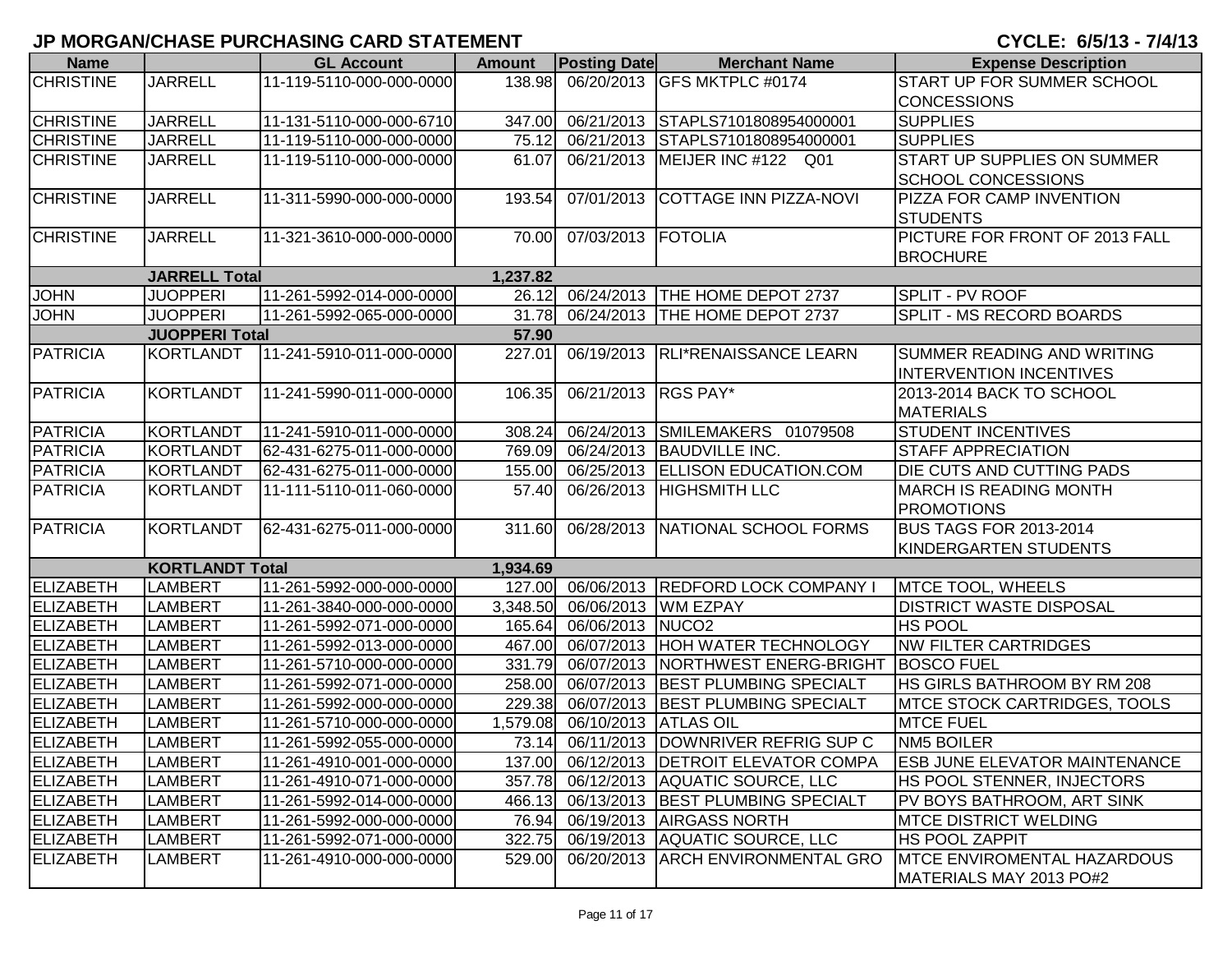# JP MORGAN/CHASE PURCHASING CARD STATEMENT

**CYCLE: 6/5/13 - 7/4/13**

| Name | | GL Account | Amount | Posting Date | Merchant Name | Expense Description |
|---|---|---|---|---|---|---|
| CHRISTINE | JARRELL | 11-119-5110-000-000-0000 | 138.98 | 06/20/2013 | GFS MKTPLC #0174 | START UP FOR SUMMER SCHOOL CONCESSIONS |
| CHRISTINE | JARRELL | 11-131-5110-000-000-6710 | 347.00 | 06/21/2013 | STAPLS7101808954000001 | SUPPLIES |
| CHRISTINE | JARRELL | 11-119-5110-000-000-0000 | 75.12 | 06/21/2013 | STAPLS7101808954000001 | SUPPLIES |
| CHRISTINE | JARRELL | 11-119-5110-000-000-0000 | 61.07 | 06/21/2013 | MEIJER INC #122 Q01 | START UP SUPPLIES ON SUMMER SCHOOL CONCESSIONS |
| CHRISTINE | JARRELL | 11-311-5990-000-000-0000 | 193.54 | 07/01/2013 | COTTAGE INN PIZZA-NOVI | PIZZA FOR CAMP INVENTION STUDENTS |
| CHRISTINE | JARRELL | 11-321-3610-000-000-0000 | 70.00 | 07/03/2013 | FOTOLIA | PICTURE FOR FRONT OF 2013 FALL BROCHURE |
| | **JARRELL Total** | | **1,237.82** | | | |
| JOHN | JUOPPERI | 11-261-5992-014-000-0000 | 26.12 | 06/24/2013 | THE HOME DEPOT 2737 | SPLIT - PV ROOF |
| JOHN | JUOPPERI | 11-261-5992-065-000-0000 | 31.78 | 06/24/2013 | THE HOME DEPOT 2737 | SPLIT - MS RECORD BOARDS |
| | **JUOPPERI Total** | | **57.90** | | | |
| PATRICIA | KORTLANDT | 11-241-5910-011-000-0000 | 227.01 | 06/19/2013 | RLI*RENAISSANCE LEARN | SUMMER READING AND WRITING INTERVENTION INCENTIVES |
| PATRICIA | KORTLANDT | 11-241-5990-011-000-0000 | 106.35 | 06/21/2013 | RGS PAY* | 2013-2014 BACK TO SCHOOL MATERIALS |
| PATRICIA | KORTLANDT | 11-241-5910-011-000-0000 | 308.24 | 06/24/2013 | SMILEMAKERS 01079508 | STUDENT INCENTIVES |
| PATRICIA | KORTLANDT | 62-431-6275-011-000-0000 | 769.09 | 06/24/2013 | BAUDVILLE INC. | STAFF APPRECIATION |
| PATRICIA | KORTLANDT | 62-431-6275-011-000-0000 | 155.00 | 06/25/2013 | ELLISON EDUCATION.COM | DIE CUTS AND CUTTING PADS |
| PATRICIA | KORTLANDT | 11-111-5110-011-060-0000 | 57.40 | 06/26/2013 | HIGHSMITH LLC | MARCH IS READING MONTH PROMOTIONS |
| PATRICIA | KORTLANDT | 62-431-6275-011-000-0000 | 311.60 | 06/28/2013 | NATIONAL SCHOOL FORMS | BUS TAGS FOR 2013-2014 KINDERGARTEN STUDENTS |
| | **KORTLANDT Total** | | **1,934.69** | | | |
| ELIZABETH | LAMBERT | 11-261-5992-000-000-0000 | 127.00 | 06/06/2013 | REDFORD LOCK COMPANY I | MTCE TOOL, WHEELS |
| ELIZABETH | LAMBERT | 11-261-3840-000-000-0000 | 3,348.50 | 06/06/2013 | WM EZPAY | DISTRICT WASTE DISPOSAL |
| ELIZABETH | LAMBERT | 11-261-5992-071-000-0000 | 165.64 | 06/06/2013 | NUCO2 | HS POOL |
| ELIZABETH | LAMBERT | 11-261-5992-013-000-0000 | 467.00 | 06/07/2013 | HOH WATER TECHNOLOGY | NW FILTER CARTRIDGES |
| ELIZABETH | LAMBERT | 11-261-5710-000-000-0000 | 331.79 | 06/07/2013 | NORTHWEST ENERG-BRIGHT | BOSCO FUEL |
| ELIZABETH | LAMBERT | 11-261-5992-071-000-0000 | 258.00 | 06/07/2013 | BEST PLUMBING SPECIALT | HS GIRLS BATHROOM BY RM 208 |
| ELIZABETH | LAMBERT | 11-261-5992-000-000-0000 | 229.38 | 06/07/2013 | BEST PLUMBING SPECIALT | MTCE STOCK CARTRIDGES, TOOLS |
| ELIZABETH | LAMBERT | 11-261-5710-000-000-0000 | 1,579.08 | 06/10/2013 | ATLAS OIL | MTCE FUEL |
| ELIZABETH | LAMBERT | 11-261-5992-055-000-0000 | 73.14 | 06/11/2013 | DOWNRIVER REFRIG SUP C | NM5 BOILER |
| ELIZABETH | LAMBERT | 11-261-4910-001-000-0000 | 137.00 | 06/12/2013 | DETROIT ELEVATOR COMPA | ESB JUNE ELEVATOR MAINTENANCE |
| ELIZABETH | LAMBERT | 11-261-4910-071-000-0000 | 357.78 | 06/12/2013 | AQUATIC SOURCE, LLC | HS POOL STENNER, INJECTORS |
| ELIZABETH | LAMBERT | 11-261-5992-014-000-0000 | 466.13 | 06/13/2013 | BEST PLUMBING SPECIALT | PV BOYS BATHROOM, ART SINK |
| ELIZABETH | LAMBERT | 11-261-5992-000-000-0000 | 76.94 | 06/19/2013 | AIRGASS NORTH | MTCE DISTRICT WELDING |
| ELIZABETH | LAMBERT | 11-261-5992-071-000-0000 | 322.75 | 06/19/2013 | AQUATIC SOURCE, LLC | HS POOL ZAPPIT |
| ELIZABETH | LAMBERT | 11-261-4910-000-000-0000 | 529.00 | 06/20/2013 | ARCH ENVIRONMENTAL GRO | MTCE ENVIROMENTAL HAZARDOUS MATERIALS MAY 2013 PO#2 |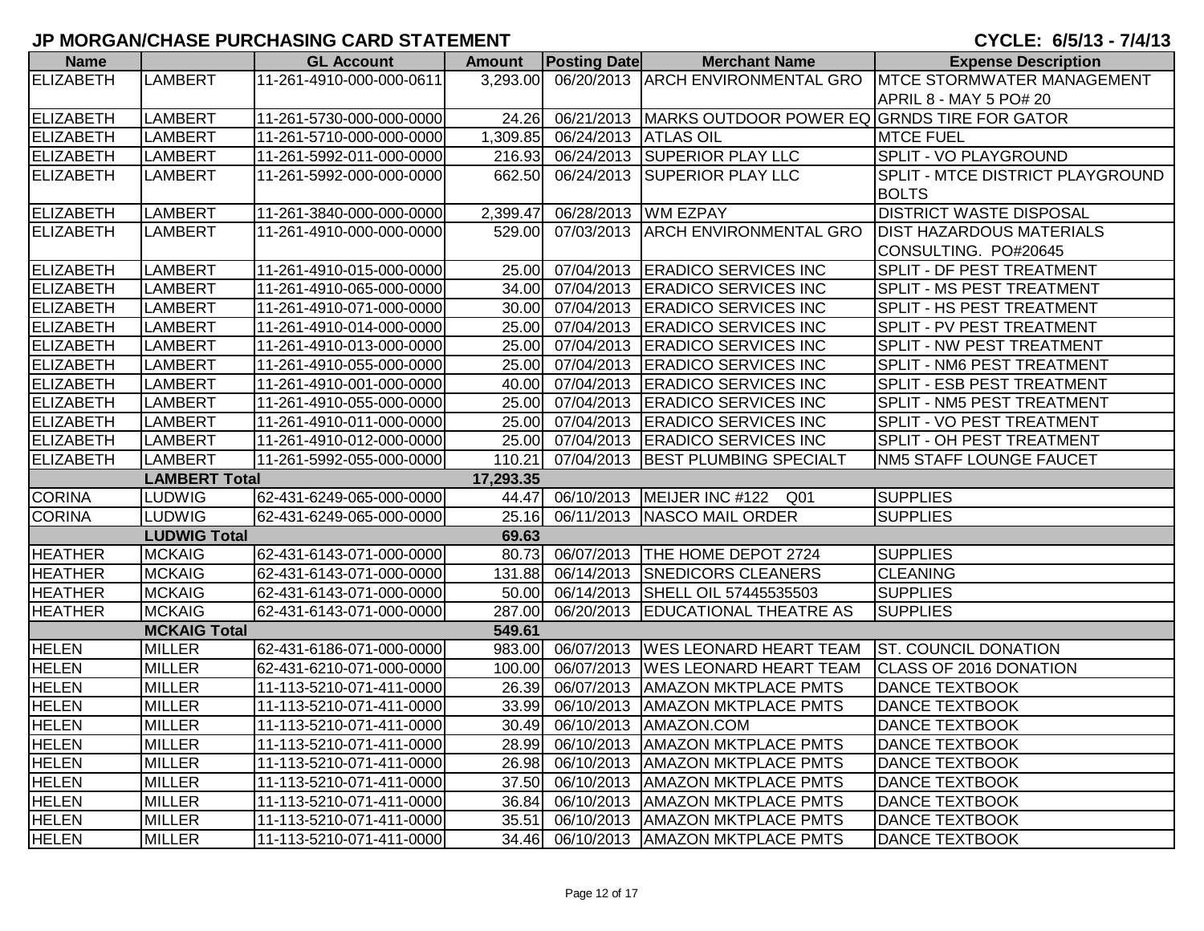# JP MORGAN/CHASE PURCHASING CARD STATEMENT

**CYCLE: 6/5/13 - 7/4/13**

| Name | | GL Account | Amount | Posting Date | Merchant Name | Expense Description |
|---|---|---|---|---|---|---|
| ELIZABETH | LAMBERT | 11-261-4910-000-000-0611 | 3,293.00 | 06/20/2013 | ARCH ENVIRONMENTAL GRO | MTCE STORMWATER MANAGEMENT APRIL 8 - MAY 5 PO# 20 |
| ELIZABETH | LAMBERT | 11-261-5730-000-000-0000 | 24.26 | 06/21/2013 | MARKS OUTDOOR POWER EQ | GRNDS TIRE FOR GATOR |
| ELIZABETH | LAMBERT | 11-261-5710-000-000-0000 | 1,309.85 | 06/24/2013 | ATLAS OIL | MTCE FUEL |
| ELIZABETH | LAMBERT | 11-261-5992-011-000-0000 | 216.93 | 06/24/2013 | SUPERIOR PLAY LLC | SPLIT - VO PLAYGROUND |
| ELIZABETH | LAMBERT | 11-261-5992-000-000-0000 | 662.50 | 06/24/2013 | SUPERIOR PLAY LLC | SPLIT - MTCE DISTRICT PLAYGROUND BOLTS |
| ELIZABETH | LAMBERT | 11-261-3840-000-000-0000 | 2,399.47 | 06/28/2013 | WM EZPAY | DISTRICT WASTE DISPOSAL |
| ELIZABETH | LAMBERT | 11-261-4910-000-000-0000 | 529.00 | 07/03/2013 | ARCH ENVIRONMENTAL GRO | DIST HAZARDOUS MATERIALS CONSULTING. PO#20645 |
| ELIZABETH | LAMBERT | 11-261-4910-015-000-0000 | 25.00 | 07/04/2013 | ERADICO SERVICES INC | SPLIT - DF PEST TREATMENT |
| ELIZABETH | LAMBERT | 11-261-4910-065-000-0000 | 34.00 | 07/04/2013 | ERADICO SERVICES INC | SPLIT - MS PEST TREATMENT |
| ELIZABETH | LAMBERT | 11-261-4910-071-000-0000 | 30.00 | 07/04/2013 | ERADICO SERVICES INC | SPLIT - HS PEST TREATMENT |
| ELIZABETH | LAMBERT | 11-261-4910-014-000-0000 | 25.00 | 07/04/2013 | ERADICO SERVICES INC | SPLIT - PV PEST TREATMENT |
| ELIZABETH | LAMBERT | 11-261-4910-013-000-0000 | 25.00 | 07/04/2013 | ERADICO SERVICES INC | SPLIT - NW PEST TREATMENT |
| ELIZABETH | LAMBERT | 11-261-4910-055-000-0000 | 25.00 | 07/04/2013 | ERADICO SERVICES INC | SPLIT - NM6 PEST TREATMENT |
| ELIZABETH | LAMBERT | 11-261-4910-001-000-0000 | 40.00 | 07/04/2013 | ERADICO SERVICES INC | SPLIT - ESB PEST TREATMENT |
| ELIZABETH | LAMBERT | 11-261-4910-055-000-0000 | 25.00 | 07/04/2013 | ERADICO SERVICES INC | SPLIT - NM5 PEST TREATMENT |
| ELIZABETH | LAMBERT | 11-261-4910-011-000-0000 | 25.00 | 07/04/2013 | ERADICO SERVICES INC | SPLIT - VO PEST TREATMENT |
| ELIZABETH | LAMBERT | 11-261-4910-012-000-0000 | 25.00 | 07/04/2013 | ERADICO SERVICES INC | SPLIT - OH PEST TREATMENT |
| ELIZABETH | LAMBERT | 11-261-5992-055-000-0000 | 110.21 | 07/04/2013 | BEST PLUMBING SPECIALT | NM5 STAFF LOUNGE FAUCET |
| | **LAMBERT Total** | | **17,293.35** | | | |
| CORINA | LUDWIG | 62-431-6249-065-000-0000 | 44.47 | 06/10/2013 | MEIJER INC #122 Q01 | SUPPLIES |
| CORINA | LUDWIG | 62-431-6249-065-000-0000 | 25.16 | 06/11/2013 | NASCO MAIL ORDER | SUPPLIES |
| | **LUDWIG Total** | | **69.63** | | | |
| HEATHER | MCKAIG | 62-431-6143-071-000-0000 | 80.73 | 06/07/2013 | THE HOME DEPOT 2724 | SUPPLIES |
| HEATHER | MCKAIG | 62-431-6143-071-000-0000 | 131.88 | 06/14/2013 | SNEDICORS CLEANERS | CLEANING |
| HEATHER | MCKAIG | 62-431-6143-071-000-0000 | 50.00 | 06/14/2013 | SHELL OIL 57445535503 | SUPPLIES |
| HEATHER | MCKAIG | 62-431-6143-071-000-0000 | 287.00 | 06/20/2013 | EDUCATIONAL THEATRE AS | SUPPLIES |
| | **MCKAIG Total** | | **549.61** | | | |
| HELEN | MILLER | 62-431-6186-071-000-0000 | 983.00 | 06/07/2013 | WES LEONARD HEART TEAM | ST. COUNCIL DONATION |
| HELEN | MILLER | 62-431-6210-071-000-0000 | 100.00 | 06/07/2013 | WES LEONARD HEART TEAM | CLASS OF 2016 DONATION |
| HELEN | MILLER | 11-113-5210-071-411-0000 | 26.39 | 06/07/2013 | AMAZON MKTPLACE PMTS | DANCE TEXTBOOK |
| HELEN | MILLER | 11-113-5210-071-411-0000 | 33.99 | 06/10/2013 | AMAZON MKTPLACE PMTS | DANCE TEXTBOOK |
| HELEN | MILLER | 11-113-5210-071-411-0000 | 30.49 | 06/10/2013 | AMAZON.COM | DANCE TEXTBOOK |
| HELEN | MILLER | 11-113-5210-071-411-0000 | 28.99 | 06/10/2013 | AMAZON MKTPLACE PMTS | DANCE TEXTBOOK |
| HELEN | MILLER | 11-113-5210-071-411-0000 | 26.98 | 06/10/2013 | AMAZON MKTPLACE PMTS | DANCE TEXTBOOK |
| HELEN | MILLER | 11-113-5210-071-411-0000 | 37.50 | 06/10/2013 | AMAZON MKTPLACE PMTS | DANCE TEXTBOOK |
| HELEN | MILLER | 11-113-5210-071-411-0000 | 36.84 | 06/10/2013 | AMAZON MKTPLACE PMTS | DANCE TEXTBOOK |
| HELEN | MILLER | 11-113-5210-071-411-0000 | 35.51 | 06/10/2013 | AMAZON MKTPLACE PMTS | DANCE TEXTBOOK |
| HELEN | MILLER | 11-113-5210-071-411-0000 | 34.46 | 06/10/2013 | AMAZON MKTPLACE PMTS | DANCE TEXTBOOK |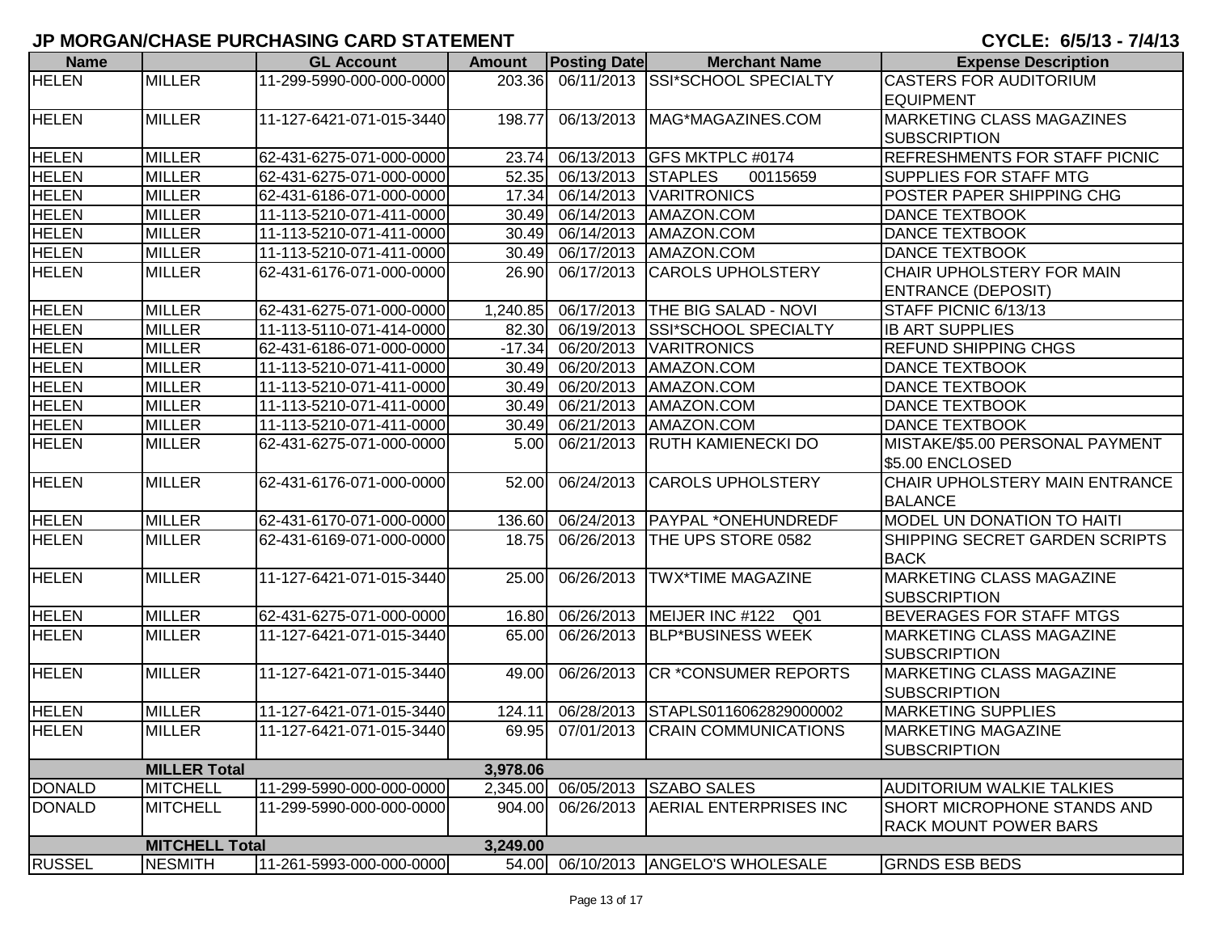## JP MORGAN/CHASE PURCHASING CARD STATEMENT

**CYCLE: 6/5/13 - 7/4/13**

| Name | | GL Account | Amount | Posting Date | Merchant Name | Expense Description |
|---|---|---|---|---|---|---|
| HELEN | MILLER | 11-299-5990-000-000-0000 | 203.36 | 06/11/2013 | SSI*SCHOOL SPECIALTY | CASTERS FOR AUDITORIUM EQUIPMENT |
| HELEN | MILLER | 11-127-6421-071-015-3440 | 198.77 | 06/13/2013 | MAG*MAGAZINES.COM | MARKETING CLASS MAGAZINES SUBSCRIPTION |
| HELEN | MILLER | 62-431-6275-071-000-0000 | 23.74 | 06/13/2013 | GFS MKTPLC #0174 | REFRESHMENTS FOR STAFF PICNIC |
| HELEN | MILLER | 62-431-6275-071-000-0000 | 52.35 | 06/13/2013 | STAPLES 00115659 | SUPPLIES FOR STAFF MTG |
| HELEN | MILLER | 62-431-6186-071-000-0000 | 17.34 | 06/14/2013 | VARITRONICS | POSTER PAPER SHIPPING CHG |
| HELEN | MILLER | 11-113-5210-071-411-0000 | 30.49 | 06/14/2013 | AMAZON.COM | DANCE TEXTBOOK |
| HELEN | MILLER | 11-113-5210-071-411-0000 | 30.49 | 06/14/2013 | AMAZON.COM | DANCE TEXTBOOK |
| HELEN | MILLER | 11-113-5210-071-411-0000 | 30.49 | 06/17/2013 | AMAZON.COM | DANCE TEXTBOOK |
| HELEN | MILLER | 62-431-6176-071-000-0000 | 26.90 | 06/17/2013 | CAROLS UPHOLSTERY | CHAIR UPHOLSTERY FOR MAIN ENTRANCE (DEPOSIT) |
| HELEN | MILLER | 62-431-6275-071-000-0000 | 1,240.85 | 06/17/2013 | THE BIG SALAD - NOVI | STAFF PICNIC 6/13/13 |
| HELEN | MILLER | 11-113-5110-071-414-0000 | 82.30 | 06/19/2013 | SSI*SCHOOL SPECIALTY | IB ART SUPPLIES |
| HELEN | MILLER | 62-431-6186-071-000-0000 | -17.34 | 06/20/2013 | VARITRONICS | REFUND SHIPPING CHGS |
| HELEN | MILLER | 11-113-5210-071-411-0000 | 30.49 | 06/20/2013 | AMAZON.COM | DANCE TEXTBOOK |
| HELEN | MILLER | 11-113-5210-071-411-0000 | 30.49 | 06/20/2013 | AMAZON.COM | DANCE TEXTBOOK |
| HELEN | MILLER | 11-113-5210-071-411-0000 | 30.49 | 06/21/2013 | AMAZON.COM | DANCE TEXTBOOK |
| HELEN | MILLER | 11-113-5210-071-411-0000 | 30.49 | 06/21/2013 | AMAZON.COM | DANCE TEXTBOOK |
| HELEN | MILLER | 62-431-6275-071-000-0000 | 5.00 | 06/21/2013 | RUTH KAMIENECKI DO | MISTAKE/$5.00 PERSONAL PAYMENT $5.00 ENCLOSED |
| HELEN | MILLER | 62-431-6176-071-000-0000 | 52.00 | 06/24/2013 | CAROLS UPHOLSTERY | CHAIR UPHOLSTERY MAIN ENTRANCE BALANCE |
| HELEN | MILLER | 62-431-6170-071-000-0000 | 136.60 | 06/24/2013 | PAYPAL *ONEHUNDREDF | MODEL UN DONATION TO HAITI |
| HELEN | MILLER | 62-431-6169-071-000-0000 | 18.75 | 06/26/2013 | THE UPS STORE 0582 | SHIPPING SECRET GARDEN SCRIPTS BACK |
| HELEN | MILLER | 11-127-6421-071-015-3440 | 25.00 | 06/26/2013 | TWX*TIME MAGAZINE | MARKETING CLASS MAGAZINE SUBSCRIPTION |
| HELEN | MILLER | 62-431-6275-071-000-0000 | 16.80 | 06/26/2013 | MEIJER INC #122 Q01 | BEVERAGES FOR STAFF MTGS |
| HELEN | MILLER | 11-127-6421-071-015-3440 | 65.00 | 06/26/2013 | BLP*BUSINESS WEEK | MARKETING CLASS MAGAZINE SUBSCRIPTION |
| HELEN | MILLER | 11-127-6421-071-015-3440 | 49.00 | 06/26/2013 | CR *CONSUMER REPORTS | MARKETING CLASS MAGAZINE SUBSCRIPTION |
| HELEN | MILLER | 11-127-6421-071-015-3440 | 124.11 | 06/28/2013 | STAPLS0116062829000002 | MARKETING SUPPLIES |
| HELEN | MILLER | 11-127-6421-071-015-3440 | 69.95 | 07/01/2013 | CRAIN COMMUNICATIONS | MARKETING MAGAZINE SUBSCRIPTION |
| | **MILLER Total** | | **3,978.06** | | | |
| DONALD | MITCHELL | 11-299-5990-000-000-0000 | 2,345.00 | 06/05/2013 | SZABO SALES | AUDITORIUM WALKIE TALKIES |
| DONALD | MITCHELL | 11-299-5990-000-000-0000 | 904.00 | 06/26/2013 | AERIAL ENTERPRISES INC | SHORT MICROPHONE STANDS AND RACK MOUNT POWER BARS |
| | **MITCHELL Total** | | **3,249.00** | | | |
| RUSSEL | NESMITH | 11-261-5993-000-000-0000 | 54.00 | 06/10/2013 | ANGELO'S WHOLESALE | GRNDS ESB BEDS |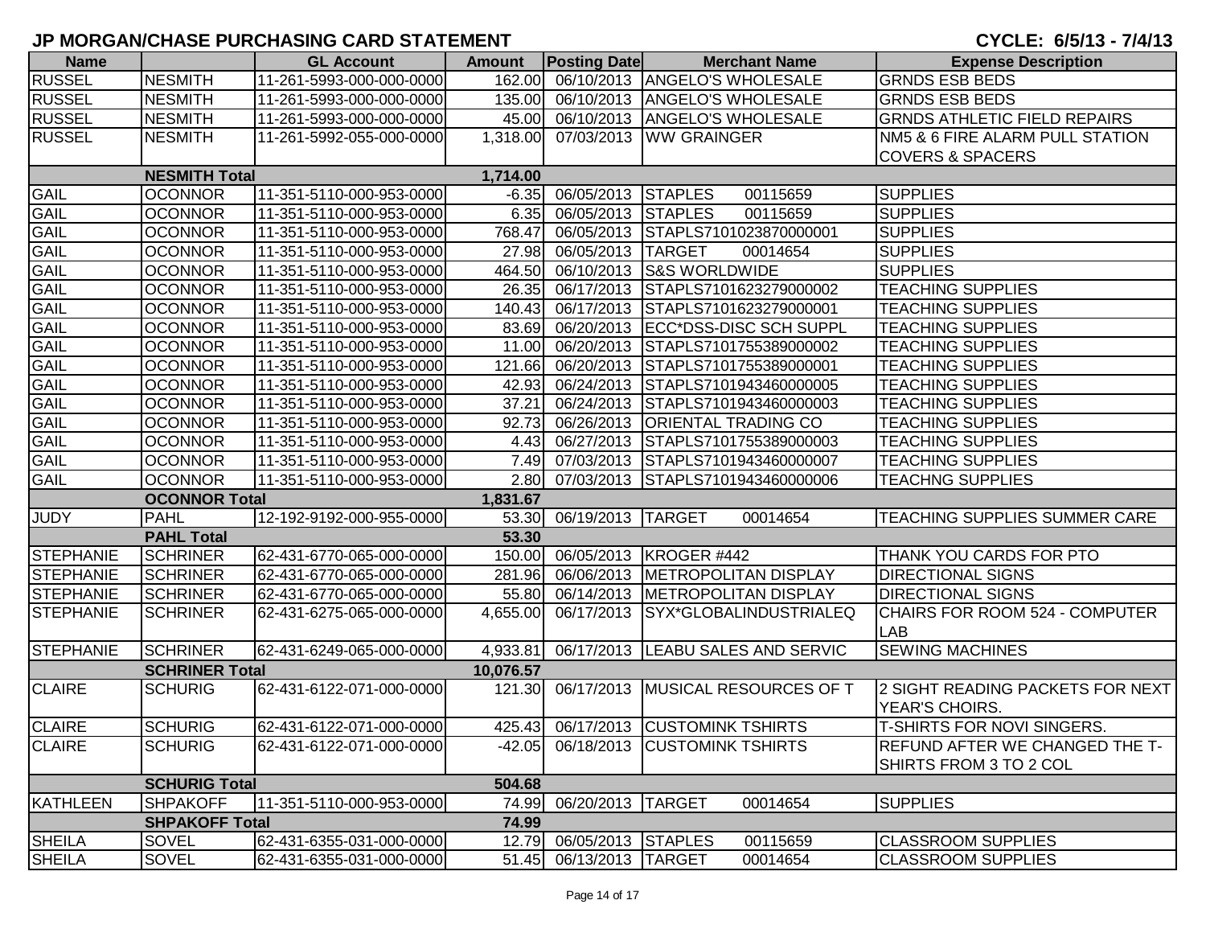# JP MORGAN/CHASE PURCHASING CARD STATEMENT

**CYCLE: 6/5/13 - 7/4/13**

| Name | | GL Account | Amount | Posting Date | Merchant Name | Expense Description |
|---|---|---|---|---|---|---|
| RUSSEL | NESMITH | 11-261-5993-000-000-0000 | 162.00 | 06/10/2013 | ANGELO'S WHOLESALE | GRNDS ESB BEDS |
| RUSSEL | NESMITH | 11-261-5993-000-000-0000 | 135.00 | 06/10/2013 | ANGELO'S WHOLESALE | GRNDS ESB BEDS |
| RUSSEL | NESMITH | 11-261-5993-000-000-0000 | 45.00 | 06/10/2013 | ANGELO'S WHOLESALE | GRNDS ATHLETIC FIELD REPAIRS |
| RUSSEL | NESMITH | 11-261-5992-055-000-0000 | 1,318.00 | 07/03/2013 | WW GRAINGER | NM5 & 6 FIRE ALARM PULL STATION COVERS & SPACERS |
| | **NESMITH Total** | | **1,714.00** | | | |
| GAIL | OCONNOR | 11-351-5110-000-953-0000 | -6.35 | 06/05/2013 | STAPLES 00115659 | SUPPLIES |
| GAIL | OCONNOR | 11-351-5110-000-953-0000 | 6.35 | 06/05/2013 | STAPLES 00115659 | SUPPLIES |
| GAIL | OCONNOR | 11-351-5110-000-953-0000 | 768.47 | 06/05/2013 | STAPLS7101023870000001 | SUPPLIES |
| GAIL | OCONNOR | 11-351-5110-000-953-0000 | 27.98 | 06/05/2013 | TARGET 00014654 | SUPPLIES |
| GAIL | OCONNOR | 11-351-5110-000-953-0000 | 464.50 | 06/10/2013 | S&S WORLDWIDE | SUPPLIES |
| GAIL | OCONNOR | 11-351-5110-000-953-0000 | 26.35 | 06/17/2013 | STAPLS7101623279000002 | TEACHING SUPPLIES |
| GAIL | OCONNOR | 11-351-5110-000-953-0000 | 140.43 | 06/17/2013 | STAPLS7101623279000001 | TEACHING SUPPLIES |
| GAIL | OCONNOR | 11-351-5110-000-953-0000 | 83.69 | 06/20/2013 | ECC*DSS-DISC SCH SUPPL | TEACHING SUPPLIES |
| GAIL | OCONNOR | 11-351-5110-000-953-0000 | 11.00 | 06/20/2013 | STAPLS7101755389000002 | TEACHING SUPPLIES |
| GAIL | OCONNOR | 11-351-5110-000-953-0000 | 121.66 | 06/20/2013 | STAPLS7101755389000001 | TEACHING SUPPLIES |
| GAIL | OCONNOR | 11-351-5110-000-953-0000 | 42.93 | 06/24/2013 | STAPLS7101943460000005 | TEACHING SUPPLIES |
| GAIL | OCONNOR | 11-351-5110-000-953-0000 | 37.21 | 06/24/2013 | STAPLS7101943460000003 | TEACHING SUPPLIES |
| GAIL | OCONNOR | 11-351-5110-000-953-0000 | 92.73 | 06/26/2013 | ORIENTAL TRADING CO | TEACHING SUPPLIES |
| GAIL | OCONNOR | 11-351-5110-000-953-0000 | 4.43 | 06/27/2013 | STAPLS7101755389000003 | TEACHING SUPPLIES |
| GAIL | OCONNOR | 11-351-5110-000-953-0000 | 7.49 | 07/03/2013 | STAPLS7101943460000007 | TEACHING SUPPLIES |
| GAIL | OCONNOR | 11-351-5110-000-953-0000 | 2.80 | 07/03/2013 | STAPLS7101943460000006 | TEACHNG SUPPLIES |
| | **OCONNOR Total** | | **1,831.67** | | | |
| JUDY | PAHL | 12-192-9192-000-955-0000 | 53.30 | 06/19/2013 | TARGET 00014654 | TEACHING SUPPLIES SUMMER CARE |
| | **PAHL Total** | | **53.30** | | | |
| STEPHANIE | SCHRINER | 62-431-6770-065-000-0000 | 150.00 | 06/05/2013 | KROGER #442 | THANK YOU CARDS FOR PTO |
| STEPHANIE | SCHRINER | 62-431-6770-065-000-0000 | 281.96 | 06/06/2013 | METROPOLITAN DISPLAY | DIRECTIONAL SIGNS |
| STEPHANIE | SCHRINER | 62-431-6770-065-000-0000 | 55.80 | 06/14/2013 | METROPOLITAN DISPLAY | DIRECTIONAL SIGNS |
| STEPHANIE | SCHRINER | 62-431-6275-065-000-0000 | 4,655.00 | 06/17/2013 | SYX*GLOBALINDUSTRIALEQ | CHAIRS FOR ROOM 524 - COMPUTER LAB |
| STEPHANIE | SCHRINER | 62-431-6249-065-000-0000 | 4,933.81 | 06/17/2013 | LEABU SALES AND SERVIC | SEWING MACHINES |
| | **SCHRINER Total** | | **10,076.57** | | | |
| CLAIRE | SCHURIG | 62-431-6122-071-000-0000 | 121.30 | 06/17/2013 | MUSICAL RESOURCES OF T | 2 SIGHT READING PACKETS FOR NEXT YEAR'S CHOIRS. |
| CLAIRE | SCHURIG | 62-431-6122-071-000-0000 | 425.43 | 06/17/2013 | CUSTOMINK TSHIRTS | T-SHIRTS FOR NOVI SINGERS. |
| CLAIRE | SCHURIG | 62-431-6122-071-000-0000 | -42.05 | 06/18/2013 | CUSTOMINK TSHIRTS | REFUND AFTER WE CHANGED THE T-SHIRTS FROM 3 TO 2 COL |
| | **SCHURIG Total** | | **504.68** | | | |
| KATHLEEN | SHPAKOFF | 11-351-5110-000-953-0000 | 74.99 | 06/20/2013 | TARGET 00014654 | SUPPLIES |
| | **SHPAKOFF Total** | | **74.99** | | | |
| SHEILA | SOVEL | 62-431-6355-031-000-0000 | 12.79 | 06/05/2013 | STAPLES 00115659 | CLASSROOM SUPPLIES |
| SHEILA | SOVEL | 62-431-6355-031-000-0000 | 51.45 | 06/13/2013 | TARGET 00014654 | CLASSROOM SUPPLIES |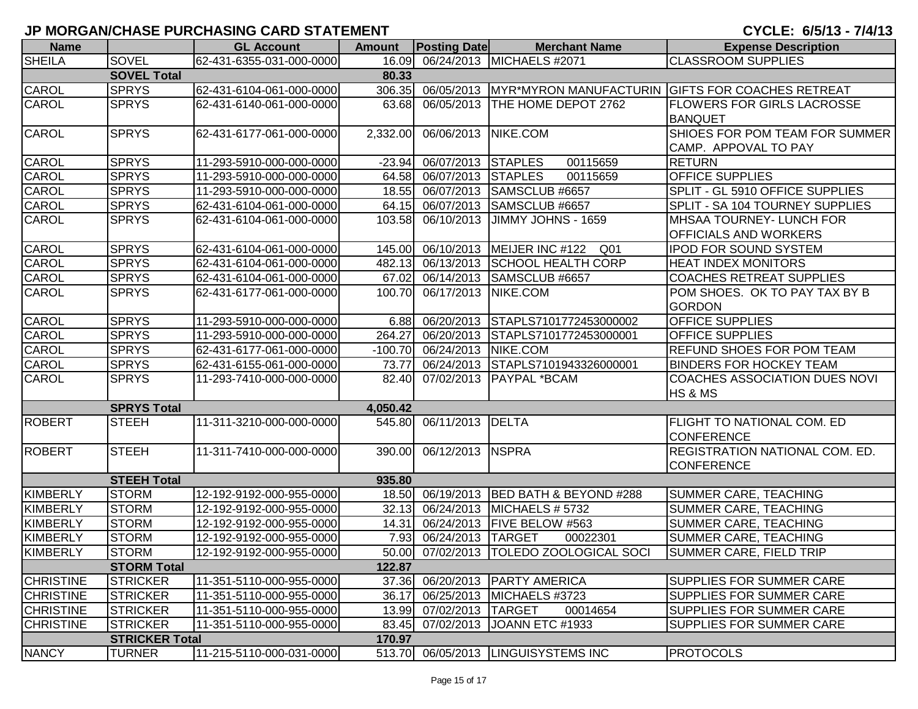# JP MORGAN/CHASE PURCHASING CARD STATEMENT

**CYCLE: 6/5/13 - 7/4/13**

| Name | | GL Account | Amount | Posting Date | Merchant Name | Expense Description |
|---|---|---|---|---|---|---|
| SHEILA | SOVEL | 62-431-6355-031-000-0000 | 16.09 | 06/24/2013 | MICHAELS #2071 | CLASSROOM SUPPLIES |
| | SOVEL Total | | 80.33 | | | |
| CAROL | SPRYS | 62-431-6104-061-000-0000 | 306.35 | 06/05/2013 | MYR*MYRON MANUFACTURIN | GIFTS FOR COACHES RETREAT |
| CAROL | SPRYS | 62-431-6140-061-000-0000 | 63.68 | 06/05/2013 | THE HOME DEPOT 2762 | FLOWERS FOR GIRLS LACROSSE BANQUET |
| CAROL | SPRYS | 62-431-6177-061-000-0000 | 2,332.00 | 06/06/2013 | NIKE.COM | SHIOES FOR POM TEAM FOR SUMMER CAMP. APPOVAL TO PAY |
| CAROL | SPRYS | 11-293-5910-000-000-0000 | -23.94 | 06/07/2013 | STAPLES 00115659 | RETURN |
| CAROL | SPRYS | 11-293-5910-000-000-0000 | 64.58 | 06/07/2013 | STAPLES 00115659 | OFFICE SUPPLIES |
| CAROL | SPRYS | 11-293-5910-000-000-0000 | 18.55 | 06/07/2013 | SAMSCLUB #6657 | SPLIT - GL 5910 OFFICE SUPPLIES |
| CAROL | SPRYS | 62-431-6104-061-000-0000 | 64.15 | 06/07/2013 | SAMSCLUB #6657 | SPLIT - SA 104 TOURNEY SUPPLIES |
| CAROL | SPRYS | 62-431-6104-061-000-0000 | 103.58 | 06/10/2013 | JIMMY JOHNS - 1659 | MHSAA TOURNEY- LUNCH FOR OFFICIALS AND WORKERS |
| CAROL | SPRYS | 62-431-6104-061-000-0000 | 145.00 | 06/10/2013 | MEIJER INC #122 Q01 | IPOD FOR SOUND SYSTEM |
| CAROL | SPRYS | 62-431-6104-061-000-0000 | 482.13 | 06/13/2013 | SCHOOL HEALTH CORP | HEAT INDEX MONITORS |
| CAROL | SPRYS | 62-431-6104-061-000-0000 | 67.02 | 06/14/2013 | SAMSCLUB #6657 | COACHES RETREAT SUPPLIES |
| CAROL | SPRYS | 62-431-6177-061-000-0000 | 100.70 | 06/17/2013 | NIKE.COM | POM SHOES. OK TO PAY TAX BY B GORDON |
| CAROL | SPRYS | 11-293-5910-000-000-0000 | 6.88 | 06/20/2013 | STAPLS7101772453000002 | OFFICE SUPPLIES |
| CAROL | SPRYS | 11-293-5910-000-000-0000 | 264.27 | 06/20/2013 | STAPLS7101772453000001 | OFFICE SUPPLIES |
| CAROL | SPRYS | 62-431-6177-061-000-0000 | -100.70 | 06/24/2013 | NIKE.COM | REFUND SHOES FOR POM TEAM |
| CAROL | SPRYS | 62-431-6155-061-000-0000 | 73.77 | 06/24/2013 | STAPLS7101943326000001 | BINDERS FOR HOCKEY TEAM |
| CAROL | SPRYS | 11-293-7410-000-000-0000 | 82.40 | 07/02/2013 | PAYPAL *BCAM | COACHES ASSOCIATION DUES NOVI HS & MS |
| | SPRYS Total | | 4,050.42 | | | |
| ROBERT | STEEH | 11-311-3210-000-000-0000 | 545.80 | 06/11/2013 | DELTA | FLIGHT TO NATIONAL COM. ED CONFERENCE |
| ROBERT | STEEH | 11-311-7410-000-000-0000 | 390.00 | 06/12/2013 | NSPRA | REGISTRATION NATIONAL COM. ED. CONFERENCE |
| | STEEH Total | | 935.80 | | | |
| KIMBERLY | STORM | 12-192-9192-000-955-0000 | 18.50 | 06/19/2013 | BED BATH & BEYOND #288 | SUMMER CARE, TEACHING |
| KIMBERLY | STORM | 12-192-9192-000-955-0000 | 32.13 | 06/24/2013 | MICHAELS # 5732 | SUMMER CARE, TEACHING |
| KIMBERLY | STORM | 12-192-9192-000-955-0000 | 14.31 | 06/24/2013 | FIVE BELOW #563 | SUMMER CARE, TEACHING |
| KIMBERLY | STORM | 12-192-9192-000-955-0000 | 7.93 | 06/24/2013 | TARGET 00022301 | SUMMER CARE, TEACHING |
| KIMBERLY | STORM | 12-192-9192-000-955-0000 | 50.00 | 07/02/2013 | TOLEDO ZOOLOGICAL SOCI | SUMMER CARE, FIELD TRIP |
| | STORM Total | | 122.87 | | | |
| CHRISTINE | STRICKER | 11-351-5110-000-955-0000 | 37.36 | 06/20/2013 | PARTY AMERICA | SUPPLIES FOR SUMMER CARE |
| CHRISTINE | STRICKER | 11-351-5110-000-955-0000 | 36.17 | 06/25/2013 | MICHAELS #3723 | SUPPLIES FOR SUMMER CARE |
| CHRISTINE | STRICKER | 11-351-5110-000-955-0000 | 13.99 | 07/02/2013 | TARGET 00014654 | SUPPLIES FOR SUMMER CARE |
| CHRISTINE | STRICKER | 11-351-5110-000-955-0000 | 83.45 | 07/02/2013 | JOANN ETC #1933 | SUPPLIES FOR SUMMER CARE |
| | STRICKER Total | | 170.97 | | | |
| NANCY | TURNER | 11-215-5110-000-031-0000 | 513.70 | 06/05/2013 | LINGUISYSTEMS INC | PROTOCOLS |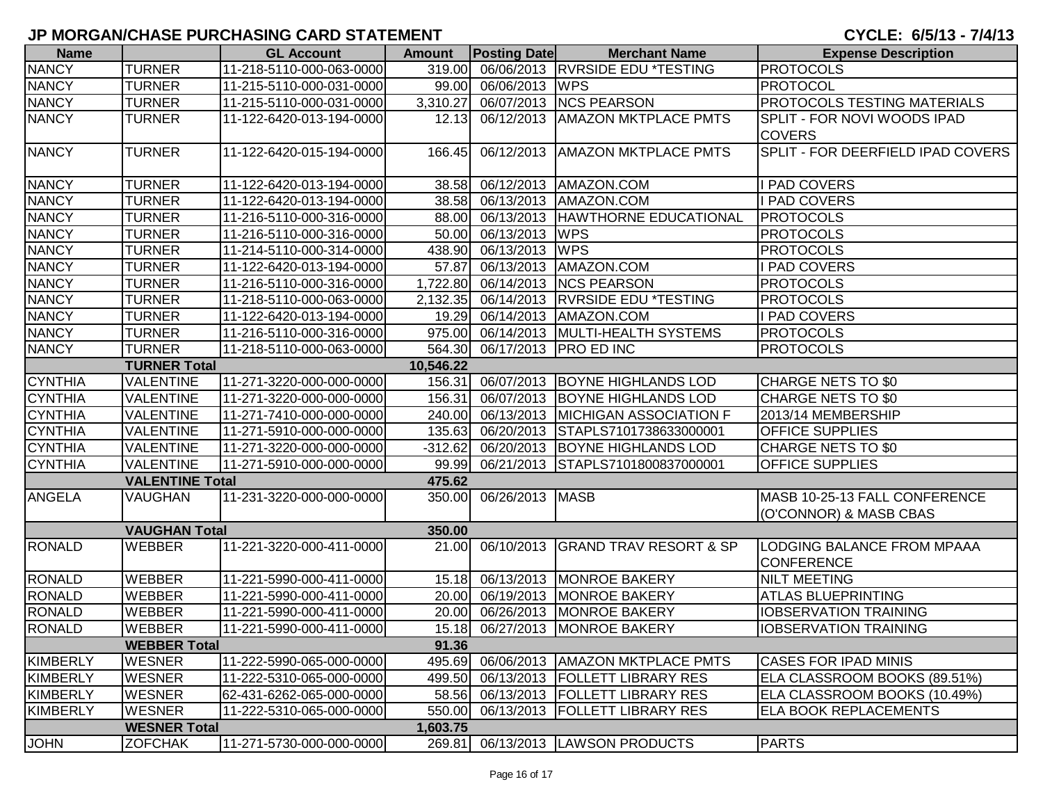# JP MORGAN/CHASE PURCHASING CARD STATEMENT

**CYCLE: 6/5/13 - 7/4/13**

| Name | | GL Account | Amount | Posting Date | Merchant Name | Expense Description |
|---|---|---|---|---|---|---|
| NANCY | TURNER | 11-218-5110-000-063-0000 | 319.00 | 06/06/2013 | RVRSIDE EDU *TESTING | PROTOCOLS |
| NANCY | TURNER | 11-215-5110-000-031-0000 | 99.00 | 06/06/2013 | WPS | PROTOCOL |
| NANCY | TURNER | 11-215-5110-000-031-0000 | 3,310.27 | 06/07/2013 | NCS PEARSON | PROTOCOLS TESTING MATERIALS |
| NANCY | TURNER | 11-122-6420-013-194-0000 | 12.13 | 06/12/2013 | AMAZON MKTPLACE PMTS | SPLIT - FOR NOVI WOODS IPAD COVERS |
| NANCY | TURNER | 11-122-6420-015-194-0000 | 166.45 | 06/12/2013 | AMAZON MKTPLACE PMTS | SPLIT - FOR DEERFIELD IPAD COVERS |
| NANCY | TURNER | 11-122-6420-013-194-0000 | 38.58 | 06/12/2013 | AMAZON.COM | I PAD COVERS |
| NANCY | TURNER | 11-122-6420-013-194-0000 | 38.58 | 06/13/2013 | AMAZON.COM | I PAD COVERS |
| NANCY | TURNER | 11-216-5110-000-316-0000 | 88.00 | 06/13/2013 | HAWTHORNE EDUCATIONAL | PROTOCOLS |
| NANCY | TURNER | 11-216-5110-000-316-0000 | 50.00 | 06/13/2013 | WPS | PROTOCOLS |
| NANCY | TURNER | 11-214-5110-000-314-0000 | 438.90 | 06/13/2013 | WPS | PROTOCOLS |
| NANCY | TURNER | 11-122-6420-013-194-0000 | 57.87 | 06/13/2013 | AMAZON.COM | I PAD COVERS |
| NANCY | TURNER | 11-216-5110-000-316-0000 | 1,722.80 | 06/14/2013 | NCS PEARSON | PROTOCOLS |
| NANCY | TURNER | 11-218-5110-000-063-0000 | 2,132.35 | 06/14/2013 | RVRSIDE EDU *TESTING | PROTOCOLS |
| NANCY | TURNER | 11-122-6420-013-194-0000 | 19.29 | 06/14/2013 | AMAZON.COM | I PAD COVERS |
| NANCY | TURNER | 11-216-5110-000-316-0000 | 975.00 | 06/14/2013 | MULTI-HEALTH SYSTEMS | PROTOCOLS |
| NANCY | TURNER | 11-218-5110-000-063-0000 | 564.30 | 06/17/2013 | PRO ED INC | PROTOCOLS |
| | **TURNER Total** | | **10,546.22** | | | |
| CYNTHIA | VALENTINE | 11-271-3220-000-000-0000 | 156.31 | 06/07/2013 | BOYNE HIGHLANDS LOD | CHARGE NETS TO $0 |
| CYNTHIA | VALENTINE | 11-271-3220-000-000-0000 | 156.31 | 06/07/2013 | BOYNE HIGHLANDS LOD | CHARGE NETS TO $0 |
| CYNTHIA | VALENTINE | 11-271-7410-000-000-0000 | 240.00 | 06/13/2013 | MICHIGAN ASSOCIATION F | 2013/14 MEMBERSHIP |
| CYNTHIA | VALENTINE | 11-271-5910-000-000-0000 | 135.63 | 06/20/2013 | STAPLS7101738633000001 | OFFICE SUPPLIES |
| CYNTHIA | VALENTINE | 11-271-3220-000-000-0000 | -312.62 | 06/20/2013 | BOYNE HIGHLANDS LOD | CHARGE NETS TO $0 |
| CYNTHIA | VALENTINE | 11-271-5910-000-000-0000 | 99.99 | 06/21/2013 | STAPLS7101800837000001 | OFFICE SUPPLIES |
| | **VALENTINE Total** | | **475.62** | | | |
| ANGELA | VAUGHAN | 11-231-3220-000-000-0000 | 350.00 | 06/26/2013 | MASB | MASB 10-25-13 FALL CONFERENCE (O'CONNOR) & MASB CBAS |
| | **VAUGHAN Total** | | **350.00** | | | |
| RONALD | WEBBER | 11-221-3220-000-411-0000 | 21.00 | 06/10/2013 | GRAND TRAV RESORT & SP | LODGING BALANCE FROM MPAAA CONFERENCE |
| RONALD | WEBBER | 11-221-5990-000-411-0000 | 15.18 | 06/13/2013 | MONROE BAKERY | NILT MEETING |
| RONALD | WEBBER | 11-221-5990-000-411-0000 | 20.00 | 06/19/2013 | MONROE BAKERY | ATLAS BLUEPRINTING |
| RONALD | WEBBER | 11-221-5990-000-411-0000 | 20.00 | 06/26/2013 | MONROE BAKERY | IOBSERVATION TRAINING |
| RONALD | WEBBER | 11-221-5990-000-411-0000 | 15.18 | 06/27/2013 | MONROE BAKERY | IOBSERVATION TRAINING |
| | **WEBBER Total** | | **91.36** | | | |
| KIMBERLY | WESNER | 11-222-5990-065-000-0000 | 495.69 | 06/06/2013 | AMAZON MKTPLACE PMTS | CASES FOR IPAD MINIS |
| KIMBERLY | WESNER | 11-222-5310-065-000-0000 | 499.50 | 06/13/2013 | FOLLETT LIBRARY RES | ELA CLASSROOM BOOKS (89.51%) |
| KIMBERLY | WESNER | 62-431-6262-065-000-0000 | 58.56 | 06/13/2013 | FOLLETT LIBRARY RES | ELA CLASSROOM BOOKS (10.49%) |
| KIMBERLY | WESNER | 11-222-5310-065-000-0000 | 550.00 | 06/13/2013 | FOLLETT LIBRARY RES | ELA BOOK REPLACEMENTS |
| | **WESNER Total** | | **1,603.75** | | | |
| JOHN | ZOFCHAK | 11-271-5730-000-000-0000 | 269.81 | 06/13/2013 | LAWSON PRODUCTS | PARTS |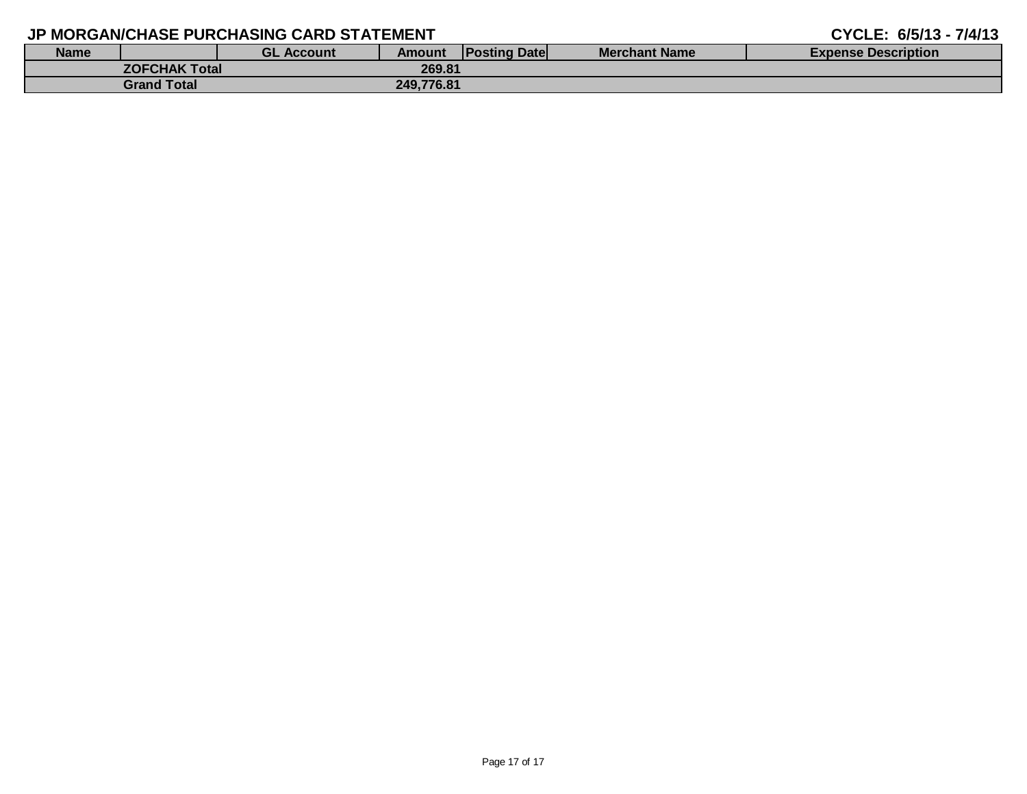## JP MORGAN/CHASE PURCHASING CARD STATEMENT

**CYCLE: 6/5/13 - 7/4/13**

| Name | | GL Account | Amount | Posting Date | Merchant Name | Expense Description |
|---|---|---|---|---|---|---|
| | ZOFCHAK Total | | 269.81 | | | |
| | Grand Total | | 249,776.81 | | | |